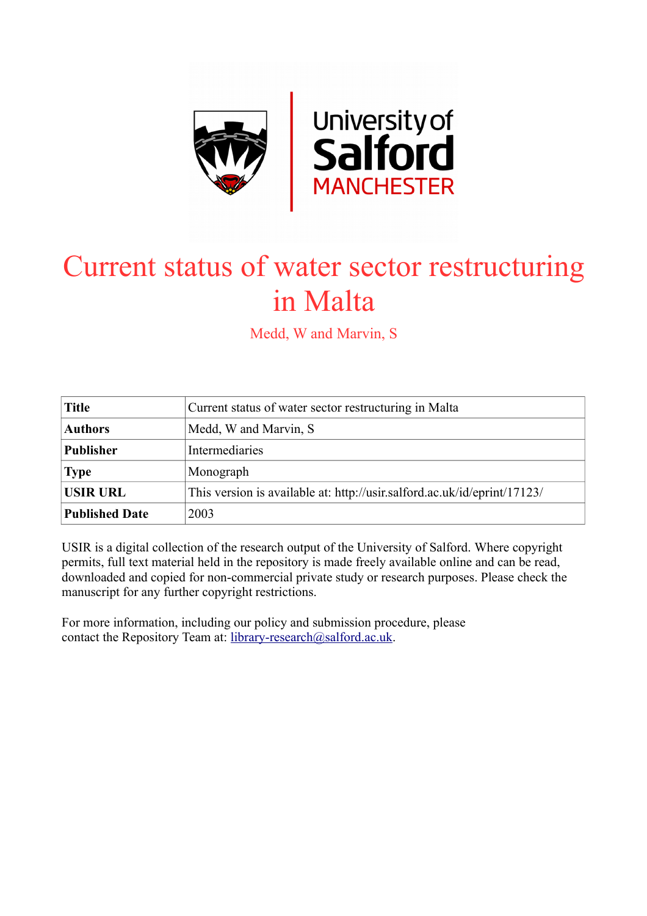# Current status of water sector restructuring in Malta

Medd, W and Marvin, S

| Title | Current status of water sector restructuring in Malta |
|---|---|
| Authors | Medd, W and Marvin, S |
| Publisher | Intermediaries |
| Type | Monograph |
| USIR URL | This version is available at: http://usir.salford.ac.uk/id/eprint/17123/ |
| Published Date | 2003 |

USIR is a digital collection of the research output of the University of Salford. Where copyright permits, full text material held in the repository is made freely available online and can be read, downloaded and copied for non-commercial private study or research purposes. Please check the manuscript for any further copyright restrictions.

For more information, including our policy and submission procedure, please contact the Repository Team at: library-research@salford.ac.uk.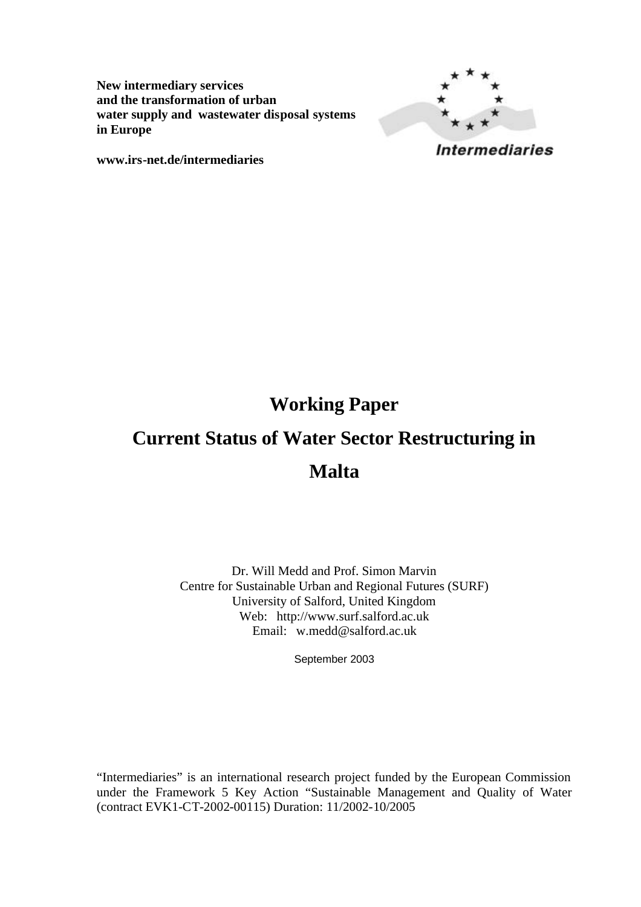**New intermediary services and the transformation of urban water supply and wastewater disposal systems in Europe**

**www.irs-net.de/intermediaries**

Intermediaries

# Working Paper

# Current Status of Water Sector Restructuring in Malta

Dr. Will Medd and Prof. Simon Marvin
Centre for Sustainable Urban and Regional Futures (SURF)
University of Salford, United Kingdom
Web: http://www.surf.salford.ac.uk
Email: w.medd@salford.ac.uk

September 2003

"Intermediaries" is an international research project funded by the European Commission under the Framework 5 Key Action "Sustainable Management and Quality of Water (contract EVK1-CT-2002-00115) Duration: 11/2002-10/2005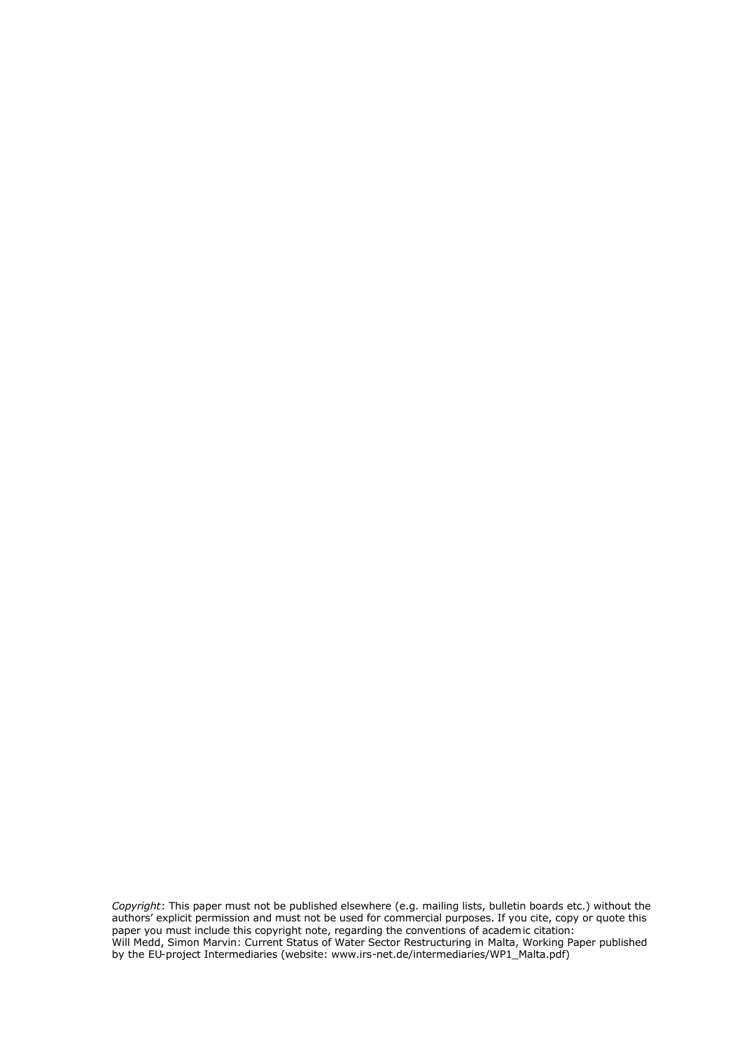*Copyright*: This paper must not be published elsewhere (e.g. mailing lists, bulletin boards etc.) without the authors' explicit permission and must not be used for commercial purposes. If you cite, copy or quote this paper you must include this copyright note, regarding the conventions of academic citation:
Will Medd, Simon Marvin: Current Status of Water Sector Restructuring in Malta, Working Paper published by the EU-project Intermediaries (website: www.irs-net.de/intermediaries/WP1_Malta.pdf)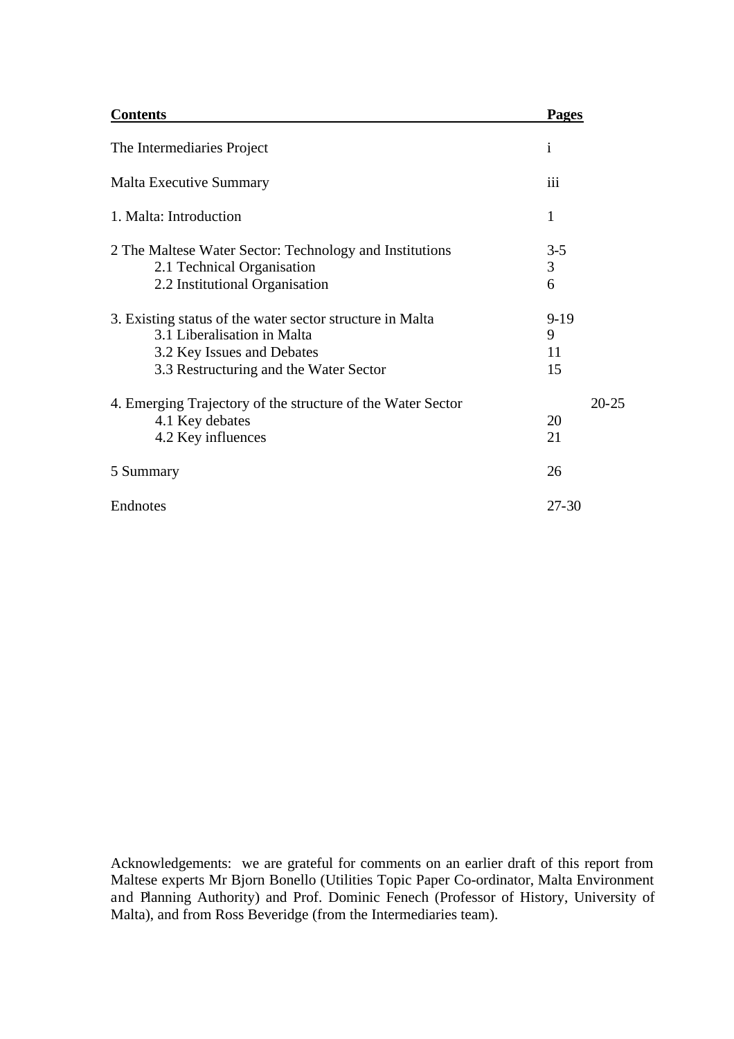| **Contents** | **Pages** |
|---|---|
| The Intermediaries Project | i |
| Malta Executive Summary | iii |
| 1. Malta: Introduction | 1 |
| 2 The Maltese Water Sector: Technology and Institutions | 3-5 |
| 2.1 Technical Organisation | 3 |
| 2.2 Institutional Organisation | 6 |
| 3. Existing status of the water sector structure in Malta | 9-19 |
| 3.1 Liberalisation in Malta | 9 |
| 3.2 Key Issues and Debates | 11 |
| 3.3 Restructuring and the Water Sector | 15 |
| 4. Emerging Trajectory of the structure of the Water Sector | 20-25 |
| 4.1 Key debates | 20 |
| 4.2 Key influences | 21 |
| 5 Summary | 26 |
| Endnotes | 27-30 |

Acknowledgements: we are grateful for comments on an earlier draft of this report from Maltese experts Mr Bjorn Bonello (Utilities Topic Paper Co-ordinator, Malta Environment and Planning Authority) and Prof. Dominic Fenech (Professor of History, University of Malta), and from Ross Beveridge (from the Intermediaries team).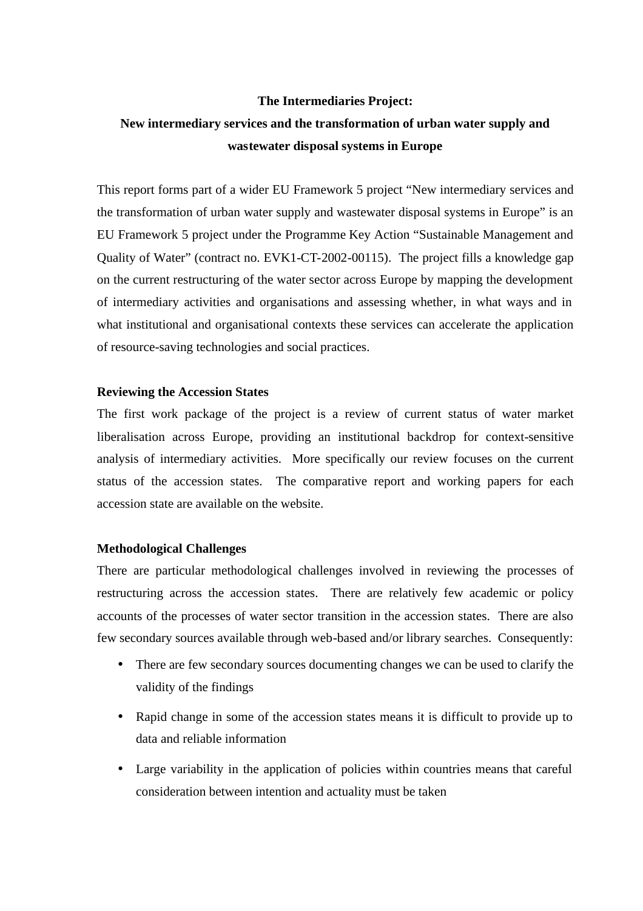**The Intermediaries Project:**
**New intermediary services and the transformation of urban water supply and wastewater disposal systems in Europe**

This report forms part of a wider EU Framework 5 project "New intermediary services and the transformation of urban water supply and wastewater disposal systems in Europe" is an EU Framework 5 project under the Programme Key Action "Sustainable Management and Quality of Water" (contract no. EVK1-CT-2002-00115). The project fills a knowledge gap on the current restructuring of the water sector across Europe by mapping the development of intermediary activities and organisations and assessing whether, in what ways and in what institutional and organisational contexts these services can accelerate the application of resource-saving technologies and social practices.

**Reviewing the Accession States**

The first work package of the project is a review of current status of water market liberalisation across Europe, providing an institutional backdrop for context-sensitive analysis of intermediary activities. More specifically our review focuses on the current status of the accession states. The comparative report and working papers for each accession state are available on the website.

**Methodological Challenges**

There are particular methodological challenges involved in reviewing the processes of restructuring across the accession states. There are relatively few academic or policy accounts of the processes of water sector transition in the accession states. There are also few secondary sources available through web-based and/or library searches. Consequently:

- There are few secondary sources documenting changes we can be used to clarify the validity of the findings
- Rapid change in some of the accession states means it is difficult to provide up to data and reliable information
- Large variability in the application of policies within countries means that careful consideration between intention and actuality must be taken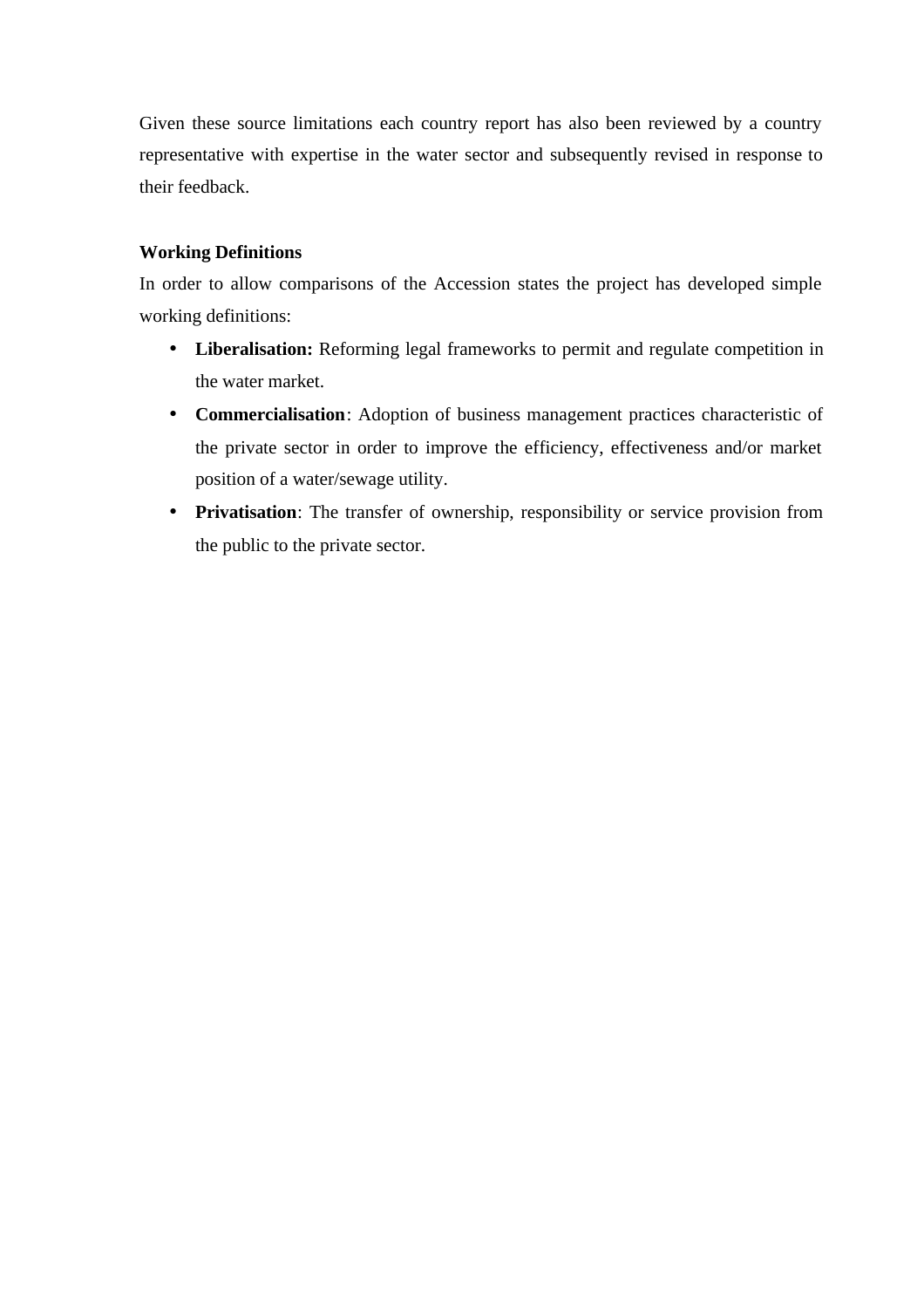Given these source limitations each country report has also been reviewed by a country representative with expertise in the water sector and subsequently revised in response to their feedback.

**Working Definitions**

In order to allow comparisons of the Accession states the project has developed simple working definitions:

- **Liberalisation:** Reforming legal frameworks to permit and regulate competition in the water market.
- **Commercialisation**: Adoption of business management practices characteristic of the private sector in order to improve the efficiency, effectiveness and/or market position of a water/sewage utility.
- **Privatisation**: The transfer of ownership, responsibility or service provision from the public to the private sector.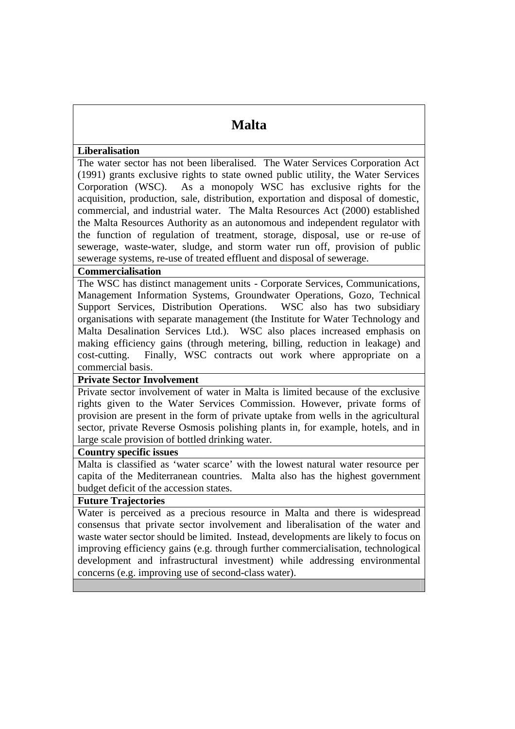# Malta

**Liberalisation**

The water sector has not been liberalised. The Water Services Corporation Act (1991) grants exclusive rights to state owned public utility, the Water Services Corporation (WSC). As a monopoly WSC has exclusive rights for the acquisition, production, sale, distribution, exportation and disposal of domestic, commercial, and industrial water. The Malta Resources Act (2000) established the Malta Resources Authority as an autonomous and independent regulator with the function of regulation of treatment, storage, disposal, use or re-use of sewerage, waste-water, sludge, and storm water run off, provision of public sewerage systems, re-use of treated effluent and disposal of sewerage.

**Commercialisation**

The WSC has distinct management units - Corporate Services, Communications, Management Information Systems, Groundwater Operations, Gozo, Technical Support Services, Distribution Operations. WSC also has two subsidiary organisations with separate management (the Institute for Water Technology and Malta Desalination Services Ltd.). WSC also places increased emphasis on making efficiency gains (through metering, billing, reduction in leakage) and cost-cutting. Finally, WSC contracts out work where appropriate on a commercial basis.

**Private Sector Involvement**

Private sector involvement of water in Malta is limited because of the exclusive rights given to the Water Services Commission. However, private forms of provision are present in the form of private uptake from wells in the agricultural sector, private Reverse Osmosis polishing plants in, for example, hotels, and in large scale provision of bottled drinking water.

**Country specific issues**

Malta is classified as 'water scarce' with the lowest natural water resource per capita of the Mediterranean countries. Malta also has the highest government budget deficit of the accession states.

**Future Trajectories**

Water is perceived as a precious resource in Malta and there is widespread consensus that private sector involvement and liberalisation of the water and waste water sector should be limited. Instead, developments are likely to focus on improving efficiency gains (e.g. through further commercialisation, technological development and infrastructural investment) while addressing environmental concerns (e.g. improving use of second-class water).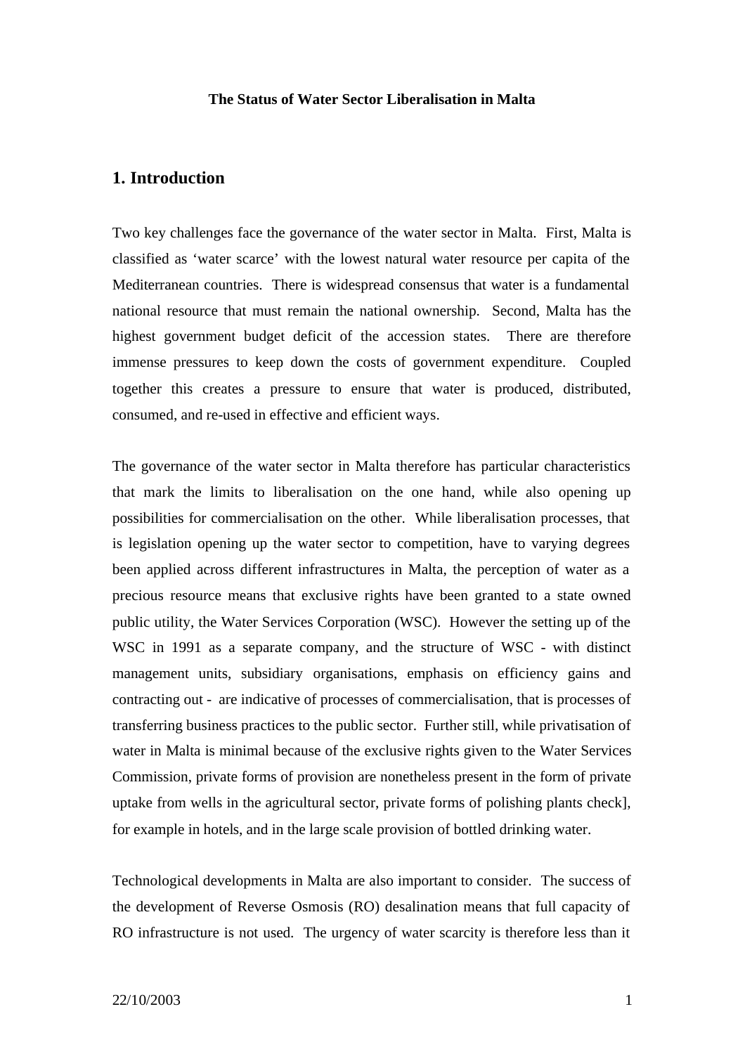**The Status of Water Sector Liberalisation in Malta**

## 1. Introduction

Two key challenges face the governance of the water sector in Malta. First, Malta is classified as 'water scarce' with the lowest natural water resource per capita of the Mediterranean countries. There is widespread consensus that water is a fundamental national resource that must remain the national ownership. Second, Malta has the highest government budget deficit of the accession states. There are therefore immense pressures to keep down the costs of government expenditure. Coupled together this creates a pressure to ensure that water is produced, distributed, consumed, and re-used in effective and efficient ways.

The governance of the water sector in Malta therefore has particular characteristics that mark the limits to liberalisation on the one hand, while also opening up possibilities for commercialisation on the other. While liberalisation processes, that is legislation opening up the water sector to competition, have to varying degrees been applied across different infrastructures in Malta, the perception of water as a precious resource means that exclusive rights have been granted to a state owned public utility, the Water Services Corporation (WSC). However the setting up of the WSC in 1991 as a separate company, and the structure of WSC - with distinct management units, subsidiary organisations, emphasis on efficiency gains and contracting out - are indicative of processes of commercialisation, that is processes of transferring business practices to the public sector. Further still, while privatisation of water in Malta is minimal because of the exclusive rights given to the Water Services Commission, private forms of provision are nonetheless present in the form of private uptake from wells in the agricultural sector, private forms of polishing plants check], for example in hotels, and in the large scale provision of bottled drinking water.

Technological developments in Malta are also important to consider. The success of the development of Reverse Osmosis (RO) desalination means that full capacity of RO infrastructure is not used. The urgency of water scarcity is therefore less than it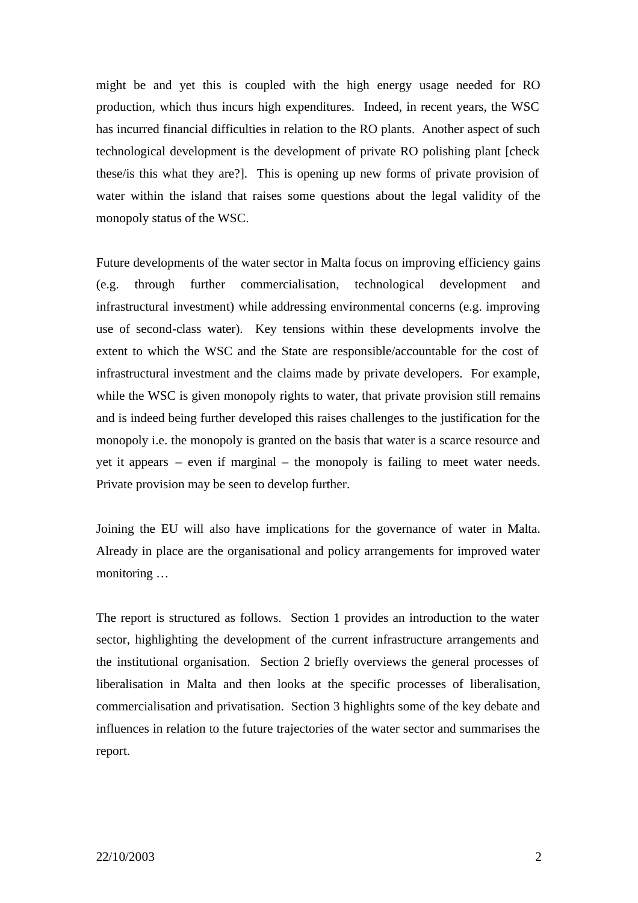might be and yet this is coupled with the high energy usage needed for RO production, which thus incurs high expenditures. Indeed, in recent years, the WSC has incurred financial difficulties in relation to the RO plants. Another aspect of such technological development is the development of private RO polishing plant [check these/is this what they are?]. This is opening up new forms of private provision of water within the island that raises some questions about the legal validity of the monopoly status of the WSC.

Future developments of the water sector in Malta focus on improving efficiency gains (e.g. through further commercialisation, technological development and infrastructural investment) while addressing environmental concerns (e.g. improving use of second-class water). Key tensions within these developments involve the extent to which the WSC and the State are responsible/accountable for the cost of infrastructural investment and the claims made by private developers. For example, while the WSC is given monopoly rights to water, that private provision still remains and is indeed being further developed this raises challenges to the justification for the monopoly i.e. the monopoly is granted on the basis that water is a scarce resource and yet it appears – even if marginal – the monopoly is failing to meet water needs. Private provision may be seen to develop further.

Joining the EU will also have implications for the governance of water in Malta. Already in place are the organisational and policy arrangements for improved water monitoring …

The report is structured as follows. Section 1 provides an introduction to the water sector, highlighting the development of the current infrastructure arrangements and the institutional organisation. Section 2 briefly overviews the general processes of liberalisation in Malta and then looks at the specific processes of liberalisation, commercialisation and privatisation. Section 3 highlights some of the key debate and influences in relation to the future trajectories of the water sector and summarises the report.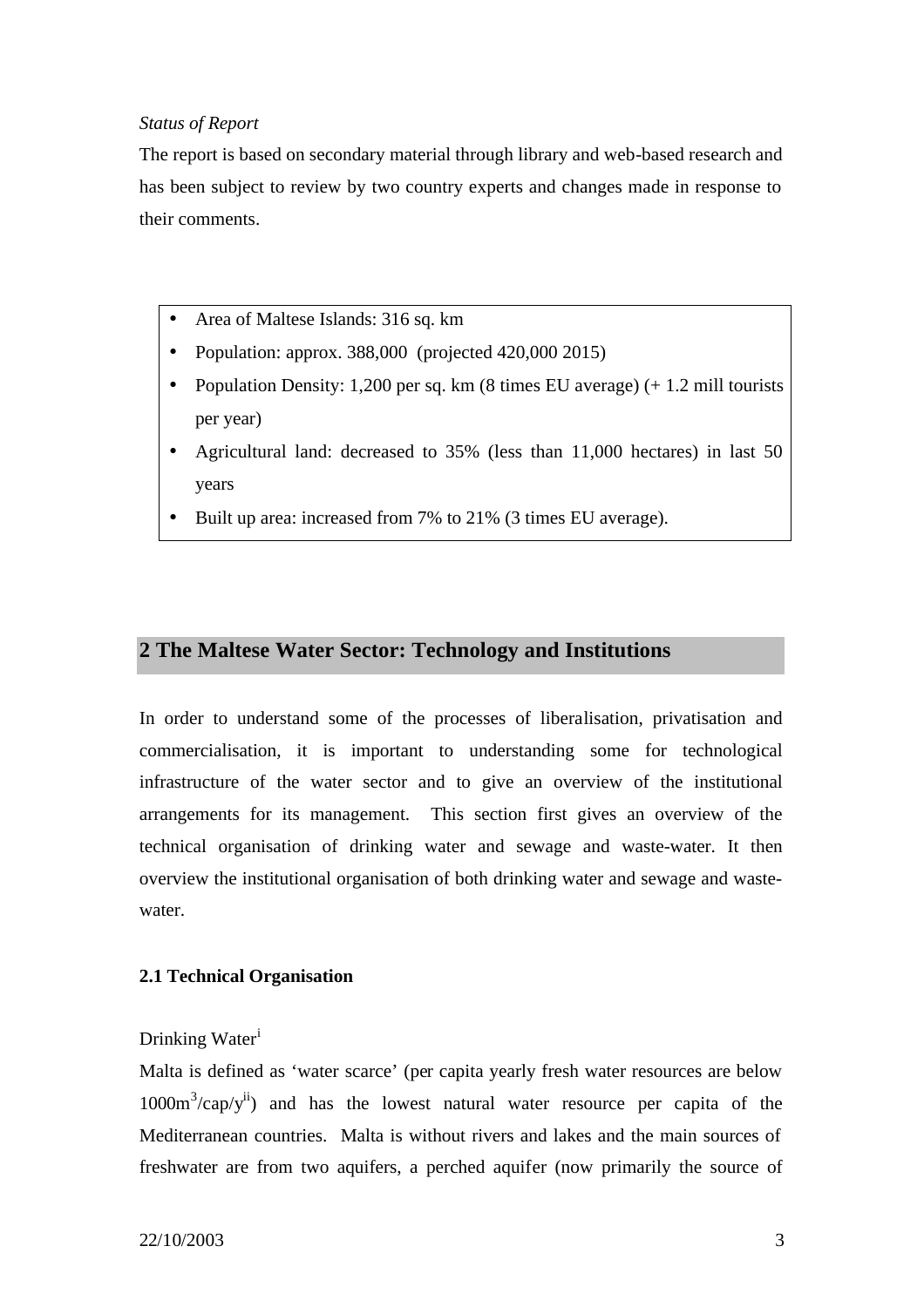*Status of Report*

The report is based on secondary material through library and web-based research and has been subject to review by two country experts and changes made in response to their comments.

- Area of Maltese Islands: 316 sq. km
- Population: approx. 388,000 (projected 420,000 2015)
- Population Density: 1,200 per sq. km (8 times EU average) (+ 1.2 mill tourists per year)
- Agricultural land: decreased to 35% (less than 11,000 hectares) in last 50 years
- Built up area: increased from 7% to 21% (3 times EU average).

## 2 The Maltese Water Sector: Technology and Institutions

In order to understand some of the processes of liberalisation, privatisation and commercialisation, it is important to understanding some for technological infrastructure of the water sector and to give an overview of the institutional arrangements for its management. This section first gives an overview of the technical organisation of drinking water and sewage and waste-water. It then overview the institutional organisation of both drinking water and sewage and waste-water.

### 2.1 Technical Organisation

Drinking Water[i]

Malta is defined as 'water scarce' (per capita yearly fresh water resources are below $1000m^3$/cap/y[ii]) and has the lowest natural water resource per capita of the Mediterranean countries. Malta is without rivers and lakes and the main sources of freshwater are from two aquifers, a perched aquifer (now primarily the source of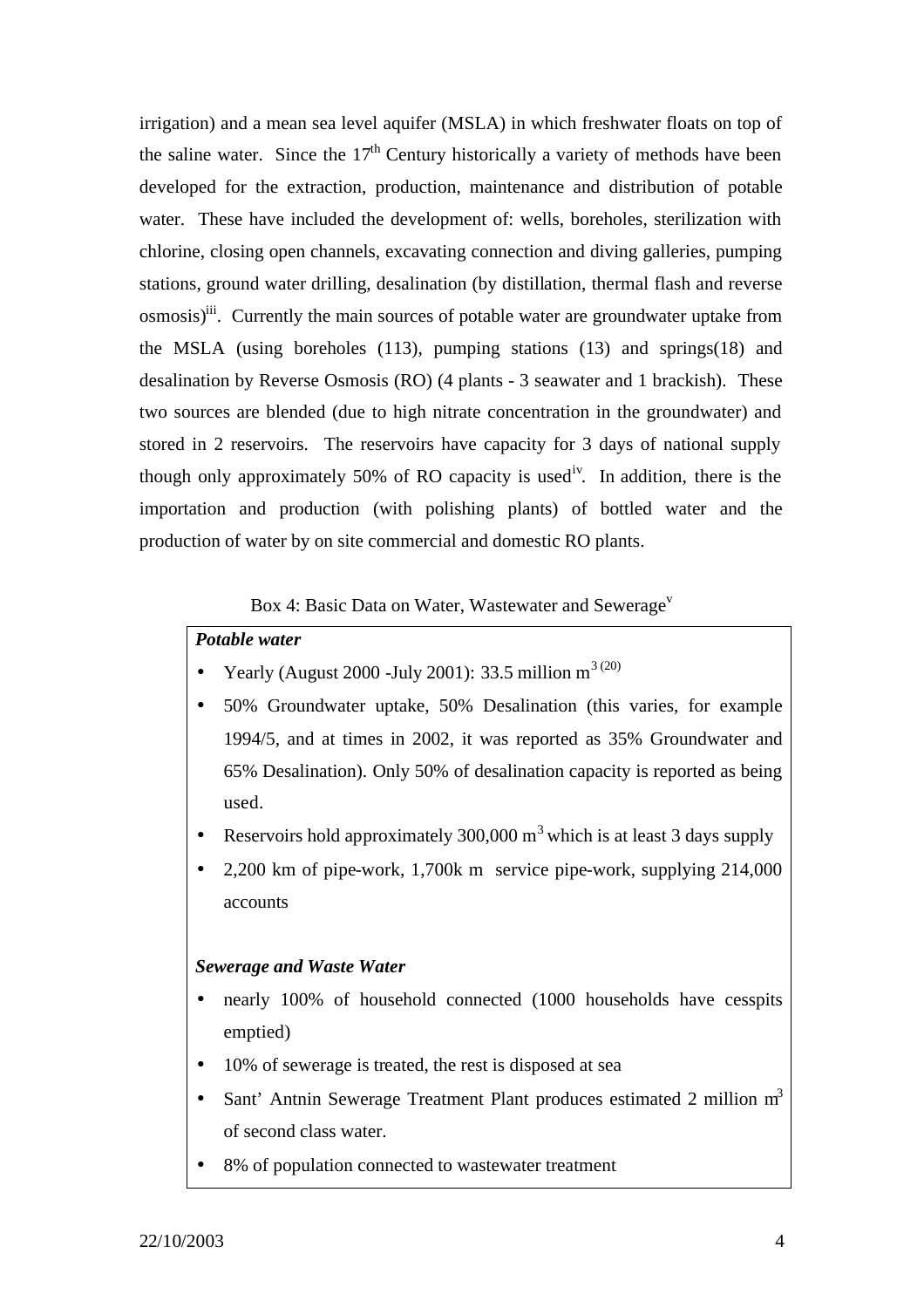irrigation) and a mean sea level aquifer (MSLA) in which freshwater floats on top of the saline water. Since the 17th Century historically a variety of methods have been developed for the extraction, production, maintenance and distribution of potable water. These have included the development of: wells, boreholes, sterilization with chlorine, closing open channels, excavating connection and diving galleries, pumping stations, ground water drilling, desalination (by distillation, thermal flash and reverse osmosis)[iii]. Currently the main sources of potable water are groundwater uptake from the MSLA (using boreholes (113), pumping stations (13) and springs(18) and desalination by Reverse Osmosis (RO) (4 plants - 3 seawater and 1 brackish). These two sources are blended (due to high nitrate concentration in the groundwater) and stored in 2 reservoirs. The reservoirs have capacity for 3 days of national supply though only approximately 50% of RO capacity is used[iv]. In addition, there is the importation and production (with polishing plants) of bottled water and the production of water by on site commercial and domestic RO plants.

Box 4: Basic Data on Water, Wastewater and Sewerage[v]

***Potable water***

- Yearly (August 2000 -July 2001): 33.5 million $m^3$ [(20)]
- 50% Groundwater uptake, 50% Desalination (this varies, for example 1994/5, and at times in 2002, it was reported as 35% Groundwater and 65% Desalination). Only 50% of desalination capacity is reported as being used.
- Reservoirs hold approximately 300,000 $m^3$ which is at least 3 days supply
- 2,200 km of pipe-work, 1,700k m service pipe-work, supplying 214,000 accounts

***Sewerage and Waste Water***

- nearly 100% of household connected (1000 households have cesspits emptied)
- 10% of sewerage is treated, the rest is disposed at sea
- Sant' Antnin Sewerage Treatment Plant produces estimated 2 million $m^3$ of second class water.
- 8% of population connected to wastewater treatment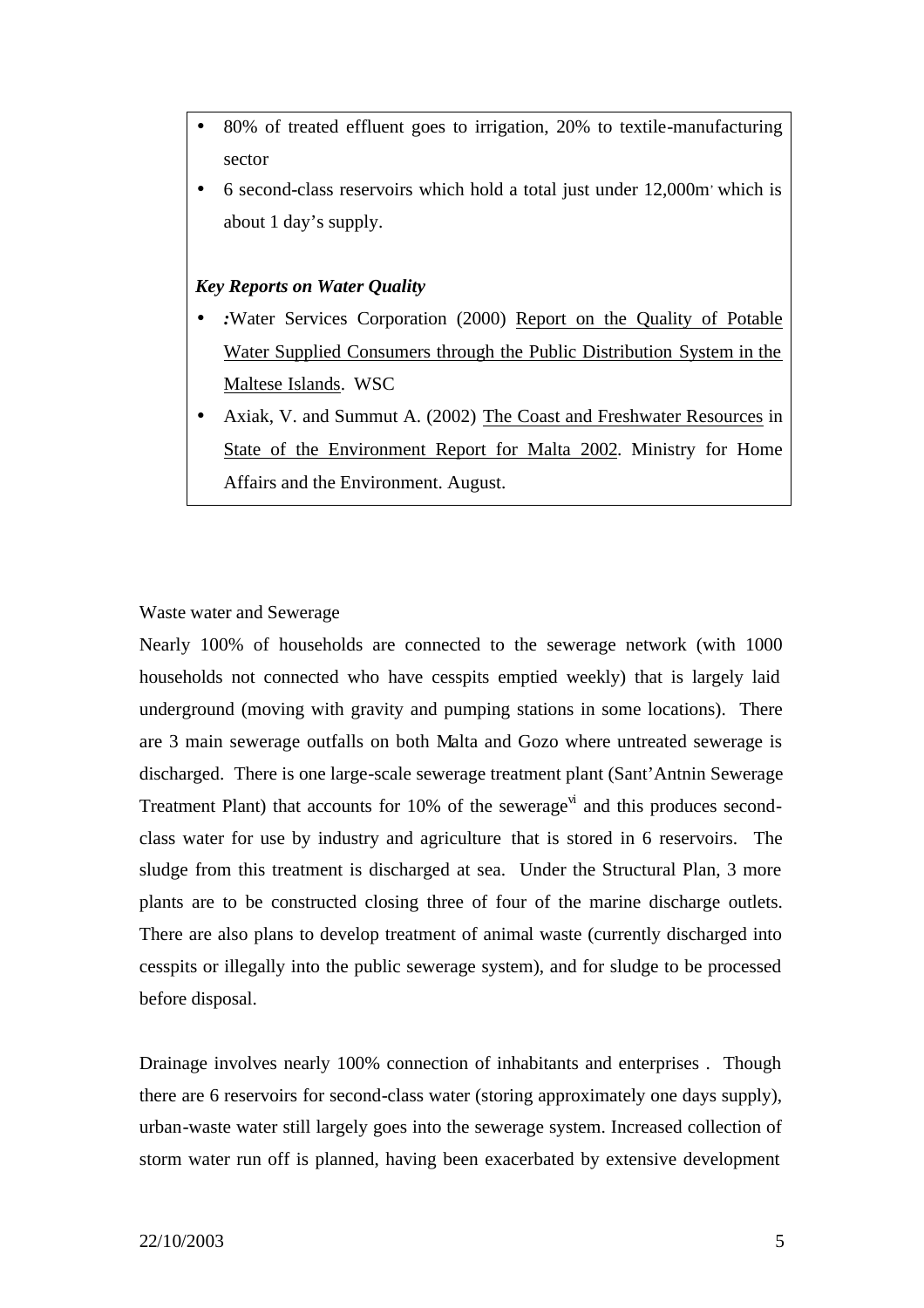- 80% of treated effluent goes to irrigation, 20% to textile-manufacturing sector
- 6 second-class reservoirs which hold a total just under 12,000m³ which is about 1 day's supply.

***Key Reports on Water Quality***

- *:*Water Services Corporation (2000) Report on the Quality of Potable Water Supplied Consumers through the Public Distribution System in the Maltese Islands. WSC
- Axiak, V. and Summut A. (2002) The Coast and Freshwater Resources in State of the Environment Report for Malta 2002. Ministry for Home Affairs and the Environment. August.

Waste water and Sewerage

Nearly 100% of households are connected to the sewerage network (with 1000 households not connected who have cesspits emptied weekly) that is largely laid underground (moving with gravity and pumping stations in some locations). There are 3 main sewerage outfalls on both Malta and Gozo where untreated sewerage is discharged. There is one large-scale sewerage treatment plant (Sant'Antnin Sewerage Treatment Plant) that accounts for 10% of the sewerage[vi] and this produces second-class water for use by industry and agriculture that is stored in 6 reservoirs. The sludge from this treatment is discharged at sea. Under the Structural Plan, 3 more plants are to be constructed closing three of four of the marine discharge outlets. There are also plans to develop treatment of animal waste (currently discharged into cesspits or illegally into the public sewerage system), and for sludge to be processed before disposal.

Drainage involves nearly 100% connection of inhabitants and enterprises . Though there are 6 reservoirs for second-class water (storing approximately one days supply), urban-waste water still largely goes into the sewerage system. Increased collection of storm water run off is planned, having been exacerbated by extensive development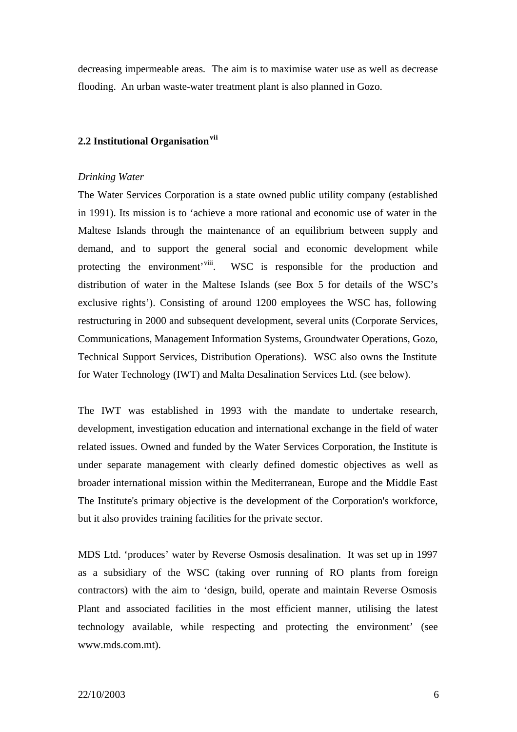decreasing impermeable areas. The aim is to maximise water use as well as decrease flooding. An urban waste-water treatment plant is also planned in Gozo.

## 2.2 Institutional Organisation[vii]

*Drinking Water*

The Water Services Corporation is a state owned public utility company (established in 1991). Its mission is to 'achieve a more rational and economic use of water in the Maltese Islands through the maintenance of an equilibrium between supply and demand, and to support the general social and economic development while protecting the environment'[viii]. WSC is responsible for the production and distribution of water in the Maltese Islands (see Box 5 for details of the WSC's exclusive rights'). Consisting of around 1200 employees the WSC has, following restructuring in 2000 and subsequent development, several units (Corporate Services, Communications, Management Information Systems, Groundwater Operations, Gozo, Technical Support Services, Distribution Operations). WSC also owns the Institute for Water Technology (IWT) and Malta Desalination Services Ltd. (see below).

The IWT was established in 1993 with the mandate to undertake research, development, investigation education and international exchange in the field of water related issues. Owned and funded by the Water Services Corporation, the Institute is under separate management with clearly defined domestic objectives as well as broader international mission within the Mediterranean, Europe and the Middle East The Institute's primary objective is the development of the Corporation's workforce, but it also provides training facilities for the private sector.

MDS Ltd. 'produces' water by Reverse Osmosis desalination. It was set up in 1997 as a subsidiary of the WSC (taking over running of RO plants from foreign contractors) with the aim to 'design, build, operate and maintain Reverse Osmosis Plant and associated facilities in the most efficient manner, utilising the latest technology available, while respecting and protecting the environment' (see www.mds.com.mt).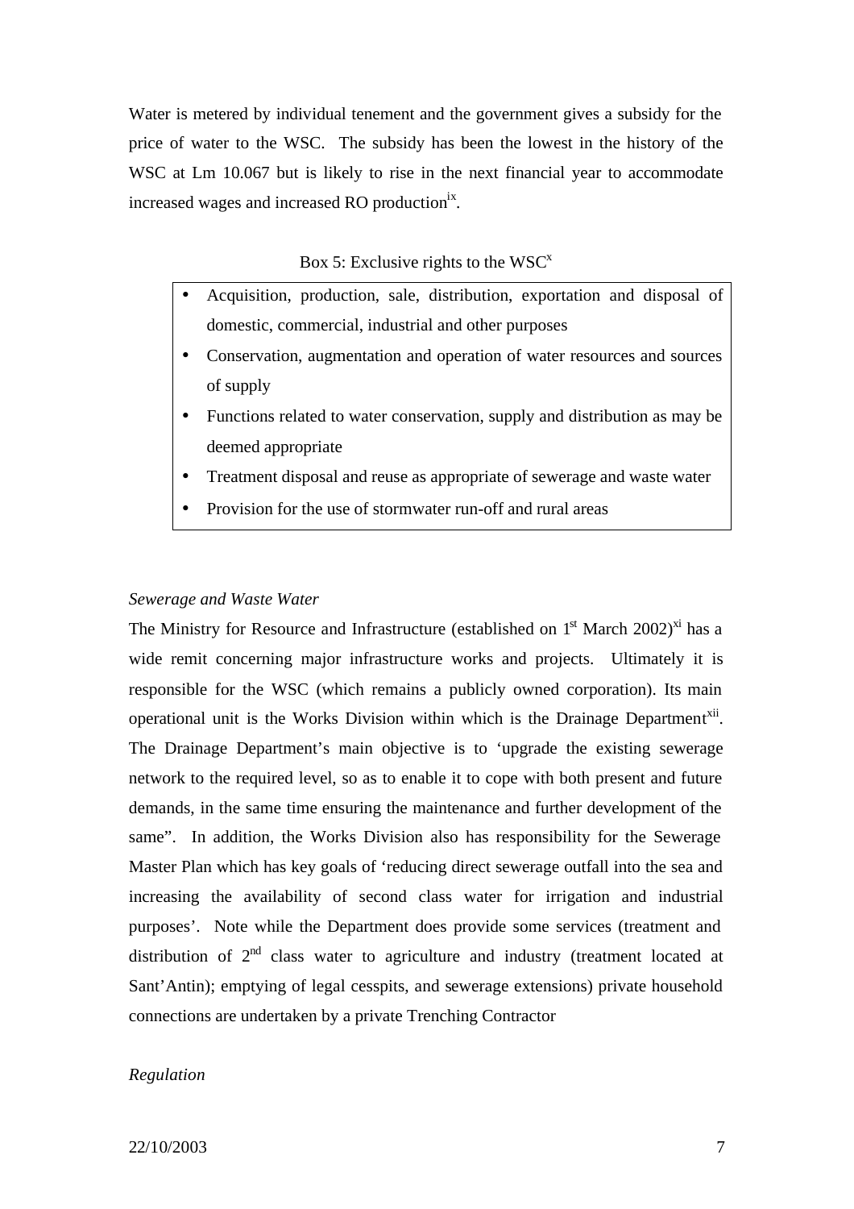Water is metered by individual tenement and the government gives a subsidy for the price of water to the WSC. The subsidy has been the lowest in the history of the WSC at Lm 10.067 but is likely to rise in the next financial year to accommodate increased wages and increased RO production[ix].

Box 5: Exclusive rights to the WSC[x]

- Acquisition, production, sale, distribution, exportation and disposal of domestic, commercial, industrial and other purposes
- Conservation, augmentation and operation of water resources and sources of supply
- Functions related to water conservation, supply and distribution as may be deemed appropriate
- Treatment disposal and reuse as appropriate of sewerage and waste water
- Provision for the use of stormwater run-off and rural areas

*Sewerage and Waste Water*

The Ministry for Resource and Infrastructure (established on 1st March 2002)[xi] has a wide remit concerning major infrastructure works and projects. Ultimately it is responsible for the WSC (which remains a publicly owned corporation). Its main operational unit is the Works Division within which is the Drainage Department[xii]. The Drainage Department's main objective is to 'upgrade the existing sewerage network to the required level, so as to enable it to cope with both present and future demands, in the same time ensuring the maintenance and further development of the same". In addition, the Works Division also has responsibility for the Sewerage Master Plan which has key goals of 'reducing direct sewerage outfall into the sea and increasing the availability of second class water for irrigation and industrial purposes'. Note while the Department does provide some services (treatment and distribution of 2nd class water to agriculture and industry (treatment located at Sant'Antin); emptying of legal cesspits, and sewerage extensions) private household connections are undertaken by a private Trenching Contractor

*Regulation*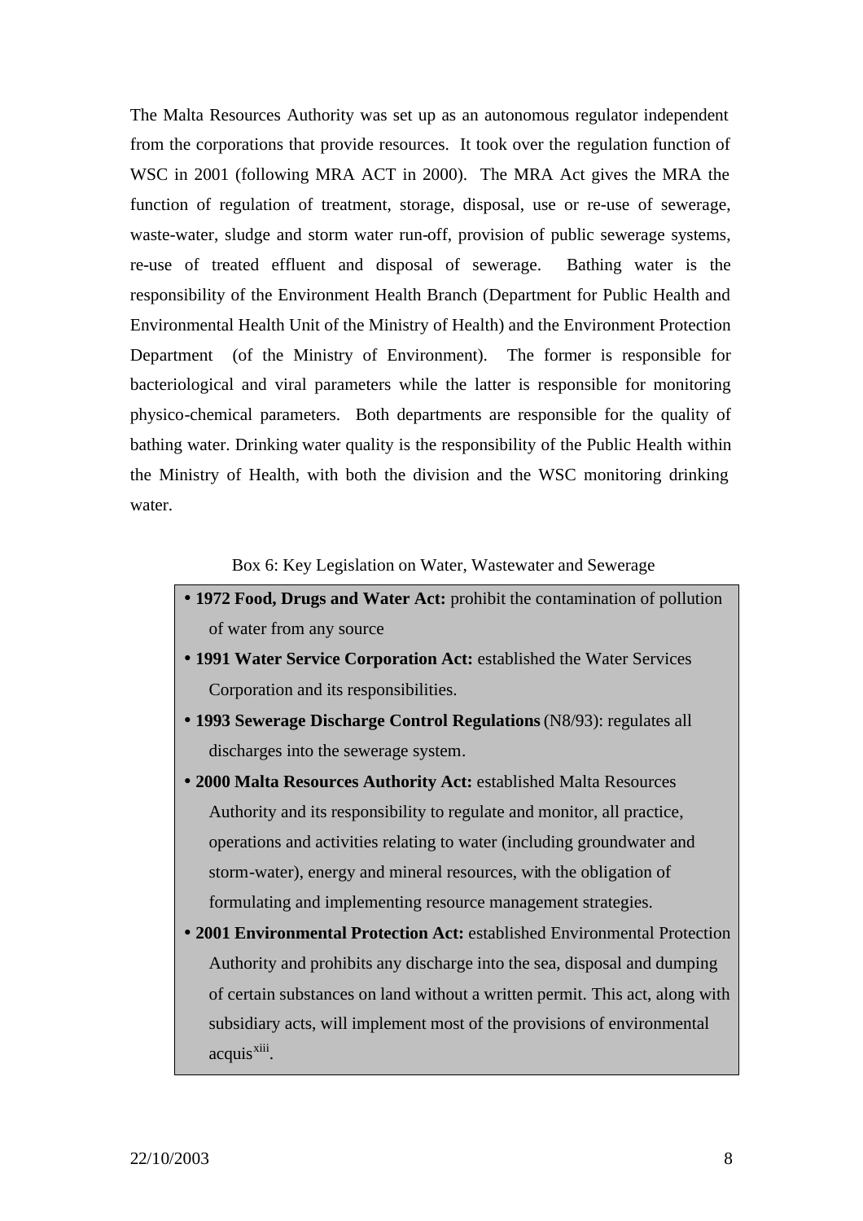The Malta Resources Authority was set up as an autonomous regulator independent from the corporations that provide resources. It took over the regulation function of WSC in 2001 (following MRA ACT in 2000). The MRA Act gives the MRA the function of regulation of treatment, storage, disposal, use or re-use of sewerage, waste-water, sludge and storm water run-off, provision of public sewerage systems, re-use of treated effluent and disposal of sewerage. Bathing water is the responsibility of the Environment Health Branch (Department for Public Health and Environmental Health Unit of the Ministry of Health) and the Environment Protection Department (of the Ministry of Environment). The former is responsible for bacteriological and viral parameters while the latter is responsible for monitoring physico-chemical parameters. Both departments are responsible for the quality of bathing water. Drinking water quality is the responsibility of the Public Health within the Ministry of Health, with both the division and the WSC monitoring drinking water.

Box 6: Key Legislation on Water, Wastewater and Sewerage

- **1972 Food, Drugs and Water Act:** prohibit the contamination of pollution of water from any source
- **1991 Water Service Corporation Act:** established the Water Services Corporation and its responsibilities.
- **1993 Sewerage Discharge Control Regulations** (N8/93): regulates all discharges into the sewerage system.
- **2000 Malta Resources Authority Act:** established Malta Resources Authority and its responsibility to regulate and monitor, all practice, operations and activities relating to water (including groundwater and storm-water), energy and mineral resources, with the obligation of formulating and implementing resource management strategies.
- **2001 Environmental Protection Act:** established Environmental Protection Authority and prohibits any discharge into the sea, disposal and dumping of certain substances on land without a written permit. This act, along with subsidiary acts, will implement most of the provisions of environmental acquis[xiii].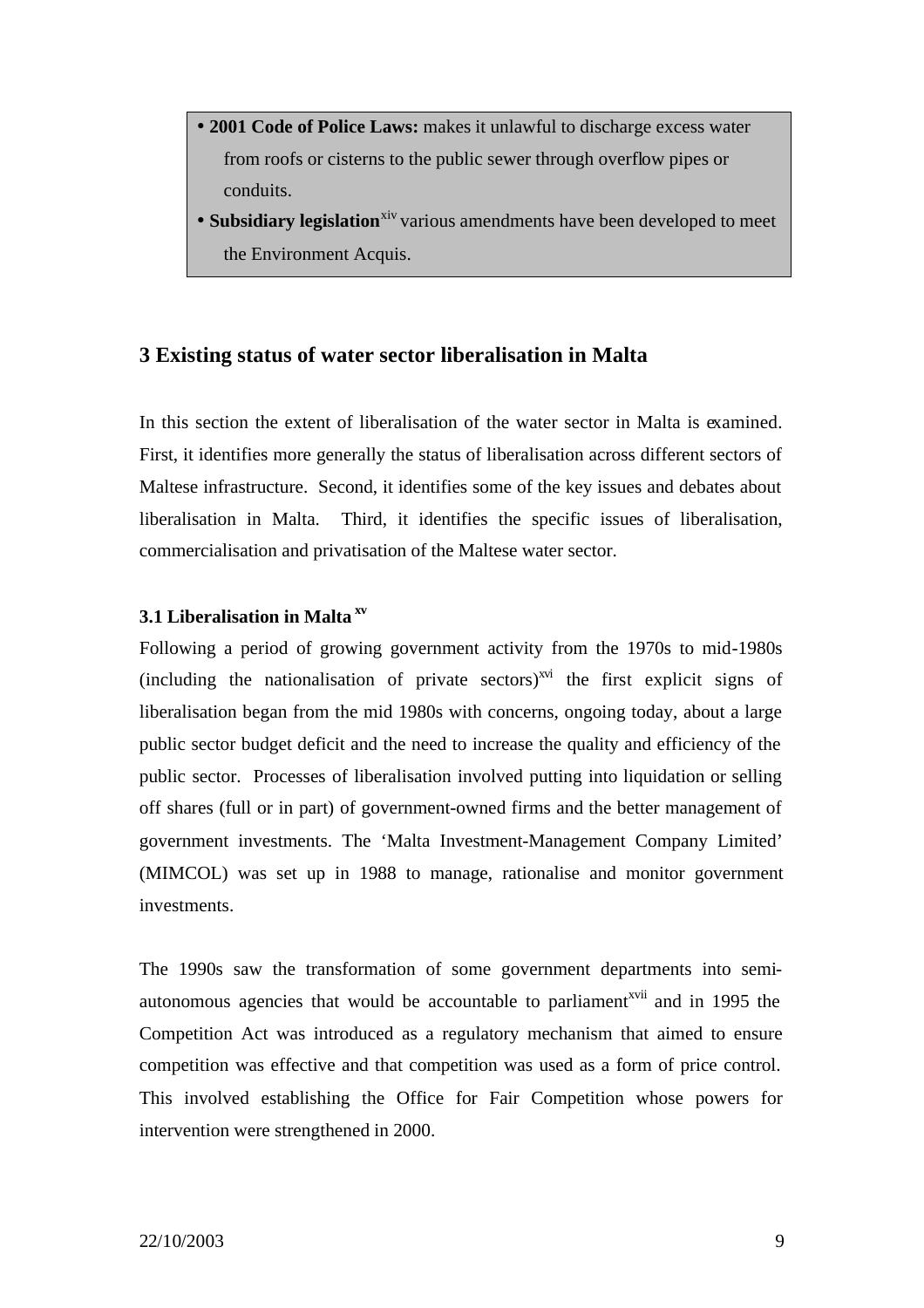- **2001 Code of Police Laws:** makes it unlawful to discharge excess water from roofs or cisterns to the public sewer through overflow pipes or conduits.
- **Subsidiary legislation**[xiv] various amendments have been developed to meet the Environment Acquis.

## 3 Existing status of water sector liberalisation in Malta

In this section the extent of liberalisation of the water sector in Malta is examined. First, it identifies more generally the status of liberalisation across different sectors of Maltese infrastructure. Second, it identifies some of the key issues and debates about liberalisation in Malta. Third, it identifies the specific issues of liberalisation, commercialisation and privatisation of the Maltese water sector.

### 3.1 Liberalisation in Malta [xv]

Following a period of growing government activity from the 1970s to mid-1980s (including the nationalisation of private sectors)[xvi] the first explicit signs of liberalisation began from the mid 1980s with concerns, ongoing today, about a large public sector budget deficit and the need to increase the quality and efficiency of the public sector. Processes of liberalisation involved putting into liquidation or selling off shares (full or in part) of government-owned firms and the better management of government investments. The 'Malta Investment-Management Company Limited' (MIMCOL) was set up in 1988 to manage, rationalise and monitor government investments.

The 1990s saw the transformation of some government departments into semi-autonomous agencies that would be accountable to parliament[xvii] and in 1995 the Competition Act was introduced as a regulatory mechanism that aimed to ensure competition was effective and that competition was used as a form of price control. This involved establishing the Office for Fair Competition whose powers for intervention were strengthened in 2000.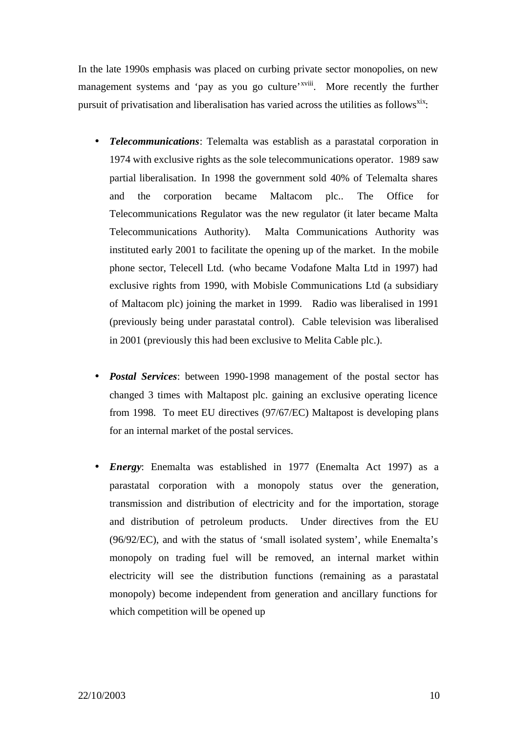In the late 1990s emphasis was placed on curbing private sector monopolies, on new management systems and 'pay as you go culture'[xviii]. More recently the further pursuit of privatisation and liberalisation has varied across the utilities as follows[xix]:

- ***Telecommunications***: Telemalta was establish as a parastatal corporation in 1974 with exclusive rights as the sole telecommunications operator. 1989 saw partial liberalisation. In 1998 the government sold 40% of Telemalta shares and the corporation became Maltacom plc.. The Office for Telecommunications Regulator was the new regulator (it later became Malta Telecommunications Authority). Malta Communications Authority was instituted early 2001 to facilitate the opening up of the market. In the mobile phone sector, Telecell Ltd. (who became Vodafone Malta Ltd in 1997) had exclusive rights from 1990, with Mobisle Communications Ltd (a subsidiary of Maltacom plc) joining the market in 1999. Radio was liberalised in 1991 (previously being under parastatal control). Cable television was liberalised in 2001 (previously this had been exclusive to Melita Cable plc.).

- ***Postal Services***: between 1990-1998 management of the postal sector has changed 3 times with Maltapost plc. gaining an exclusive operating licence from 1998. To meet EU directives (97/67/EC) Maltapost is developing plans for an internal market of the postal services.

- ***Energy***: Enemalta was established in 1977 (Enemalta Act 1997) as a parastatal corporation with a monopoly status over the generation, transmission and distribution of electricity and for the importation, storage and distribution of petroleum products. Under directives from the EU (96/92/EC), and with the status of 'small isolated system', while Enemalta's monopoly on trading fuel will be removed, an internal market within electricity will see the distribution functions (remaining as a parastatal monopoly) become independent from generation and ancillary functions for which competition will be opened up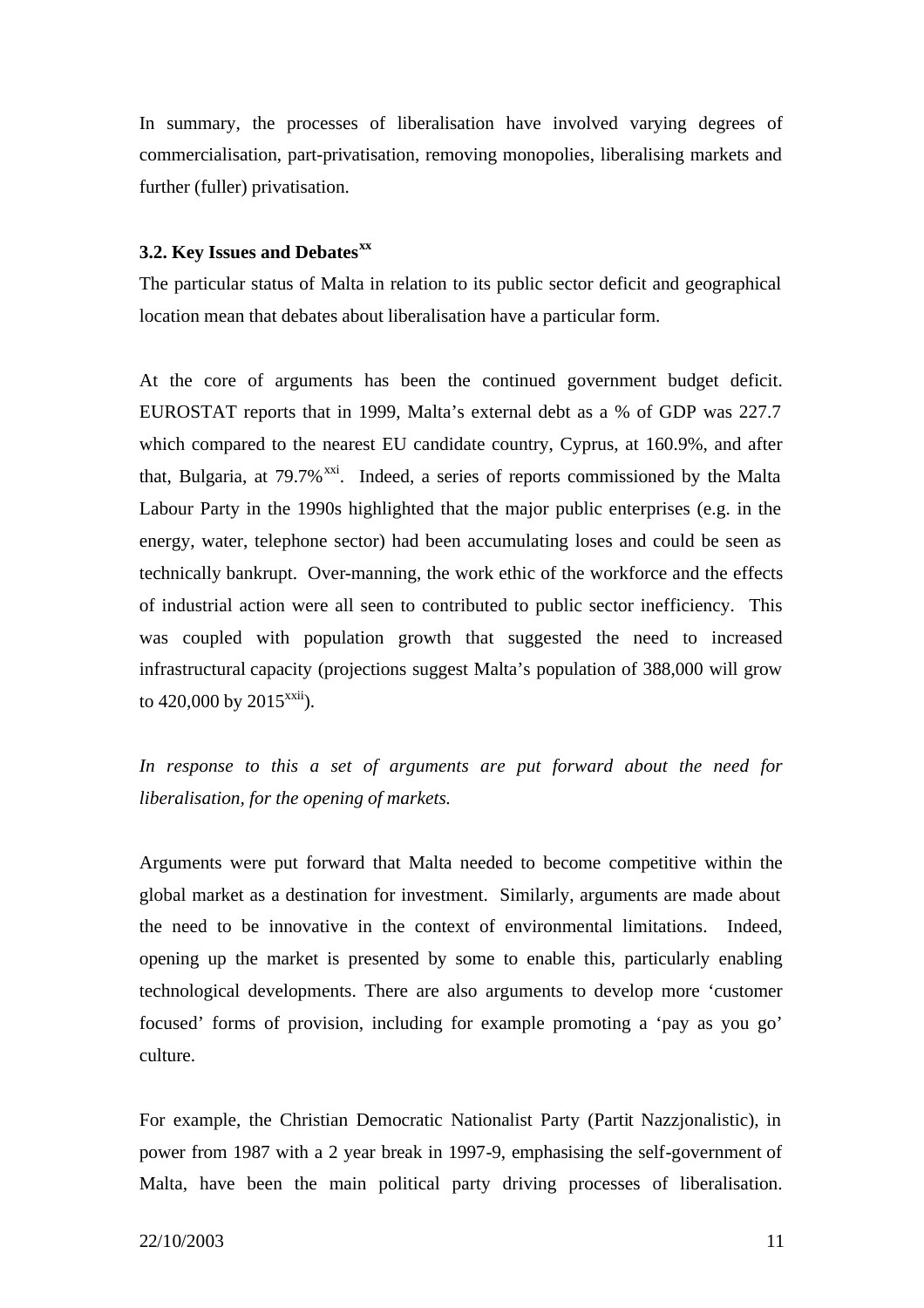In summary, the processes of liberalisation have involved varying degrees of commercialisation, part-privatisation, removing monopolies, liberalising markets and further (fuller) privatisation.

### 3.2. Key Issues and Debates[xx]

The particular status of Malta in relation to its public sector deficit and geographical location mean that debates about liberalisation have a particular form.

At the core of arguments has been the continued government budget deficit. EUROSTAT reports that in 1999, Malta's external debt as a % of GDP was 227.7 which compared to the nearest EU candidate country, Cyprus, at 160.9%, and after that, Bulgaria, at 79.7%[xxi]. Indeed, a series of reports commissioned by the Malta Labour Party in the 1990s highlighted that the major public enterprises (e.g. in the energy, water, telephone sector) had been accumulating loses and could be seen as technically bankrupt. Over-manning, the work ethic of the workforce and the effects of industrial action were all seen to contributed to public sector inefficiency. This was coupled with population growth that suggested the need to increased infrastructural capacity (projections suggest Malta's population of 388,000 will grow to 420,000 by 2015[xxii]).

*In response to this a set of arguments are put forward about the need for liberalisation, for the opening of markets.*

Arguments were put forward that Malta needed to become competitive within the global market as a destination for investment. Similarly, arguments are made about the need to be innovative in the context of environmental limitations. Indeed, opening up the market is presented by some to enable this, particularly enabling technological developments. There are also arguments to develop more 'customer focused' forms of provision, including for example promoting a 'pay as you go' culture.

For example, the Christian Democratic Nationalist Party (Partit Nazzjonalistic), in power from 1987 with a 2 year break in 1997-9, emphasising the self-government of Malta, have been the main political party driving processes of liberalisation.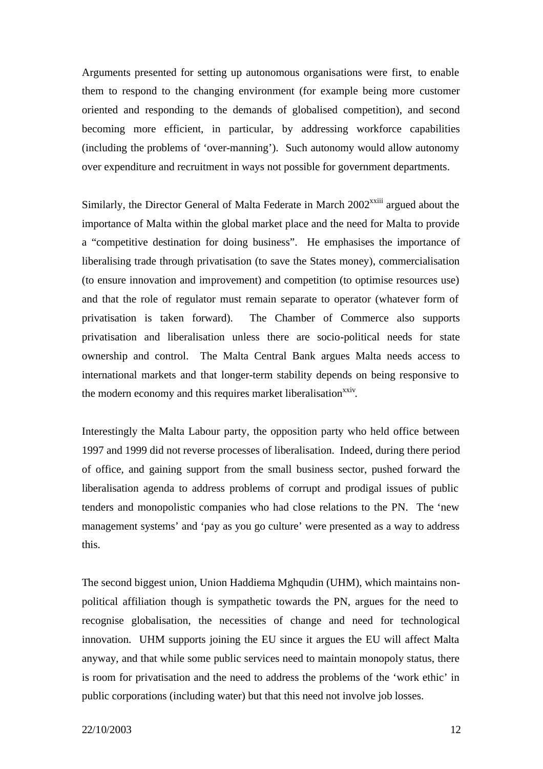Arguments presented for setting up autonomous organisations were first, to enable them to respond to the changing environment (for example being more customer oriented and responding to the demands of globalised competition), and second becoming more efficient, in particular, by addressing workforce capabilities (including the problems of 'over-manning'). Such autonomy would allow autonomy over expenditure and recruitment in ways not possible for government departments.

Similarly, the Director General of Malta Federate in March 2002[xxiii] argued about the importance of Malta within the global market place and the need for Malta to provide a "competitive destination for doing business". He emphasises the importance of liberalising trade through privatisation (to save the States money), commercialisation (to ensure innovation and improvement) and competition (to optimise resources use) and that the role of regulator must remain separate to operator (whatever form of privatisation is taken forward). The Chamber of Commerce also supports privatisation and liberalisation unless there are socio-political needs for state ownership and control. The Malta Central Bank argues Malta needs access to international markets and that longer-term stability depends on being responsive to the modern economy and this requires market liberalisation[xxiv].

Interestingly the Malta Labour party, the opposition party who held office between 1997 and 1999 did not reverse processes of liberalisation. Indeed, during there period of office, and gaining support from the small business sector, pushed forward the liberalisation agenda to address problems of corrupt and prodigal issues of public tenders and monopolistic companies who had close relations to the PN. The 'new management systems' and 'pay as you go culture' were presented as a way to address this.

The second biggest union, Union Haddiema Mghqudin (UHM), which maintains non-political affiliation though is sympathetic towards the PN, argues for the need to recognise globalisation, the necessities of change and need for technological innovation. UHM supports joining the EU since it argues the EU will affect Malta anyway, and that while some public services need to maintain monopoly status, there is room for privatisation and the need to address the problems of the 'work ethic' in public corporations (including water) but that this need not involve job losses.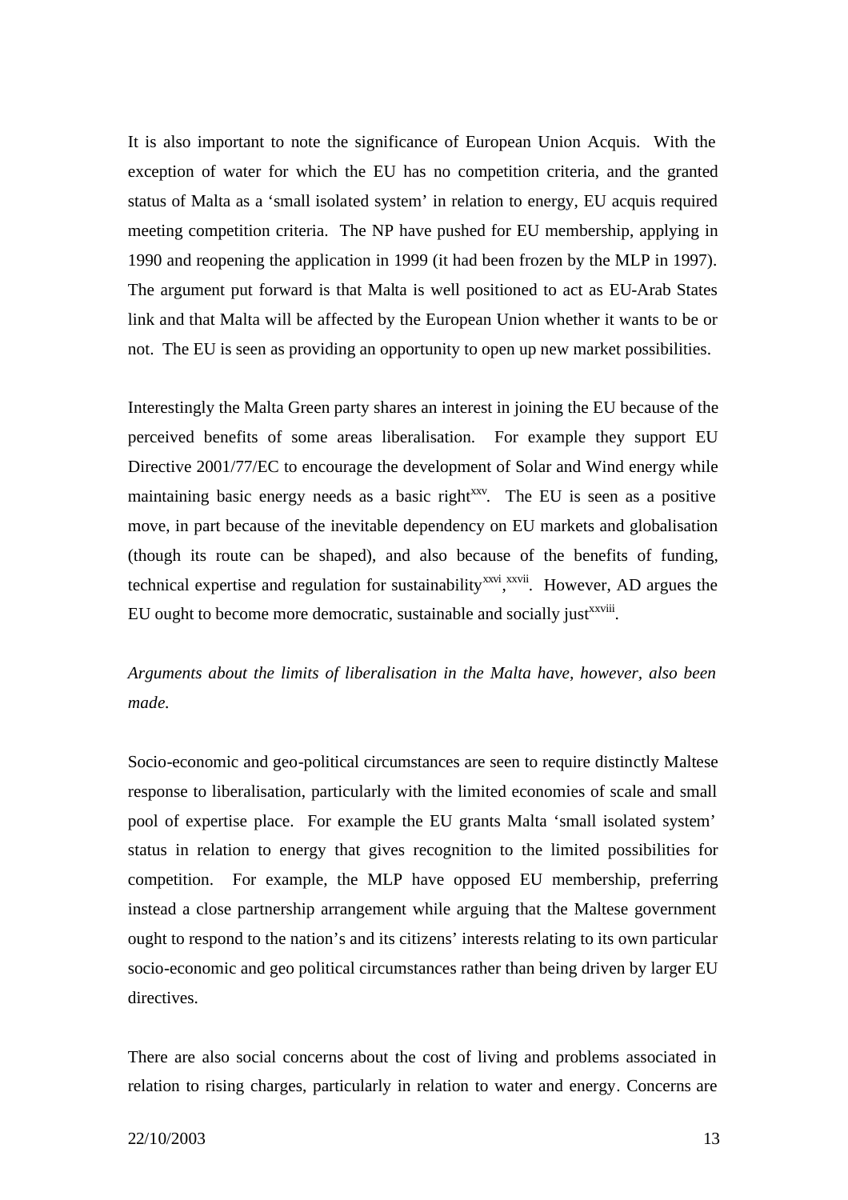It is also important to note the significance of European Union Acquis. With the exception of water for which the EU has no competition criteria, and the granted status of Malta as a 'small isolated system' in relation to energy, EU acquis required meeting competition criteria. The NP have pushed for EU membership, applying in 1990 and reopening the application in 1999 (it had been frozen by the MLP in 1997). The argument put forward is that Malta is well positioned to act as EU-Arab States link and that Malta will be affected by the European Union whether it wants to be or not. The EU is seen as providing an opportunity to open up new market possibilities.

Interestingly the Malta Green party shares an interest in joining the EU because of the perceived benefits of some areas liberalisation. For example they support EU Directive 2001/77/EC to encourage the development of Solar and Wind energy while maintaining basic energy needs as a basic right[xxv]. The EU is seen as a positive move, in part because of the inevitable dependency on EU markets and globalisation (though its route can be shaped), and also because of the benefits of funding, technical expertise and regulation for sustainability[xxvi],[xxvii]. However, AD argues the EU ought to become more democratic, sustainable and socially just[xxviii].

*Arguments about the limits of liberalisation in the Malta have, however, also been made.*

Socio-economic and geo-political circumstances are seen to require distinctly Maltese response to liberalisation, particularly with the limited economies of scale and small pool of expertise place. For example the EU grants Malta 'small isolated system' status in relation to energy that gives recognition to the limited possibilities for competition. For example, the MLP have opposed EU membership, preferring instead a close partnership arrangement while arguing that the Maltese government ought to respond to the nation's and its citizens' interests relating to its own particular socio-economic and geo political circumstances rather than being driven by larger EU directives.

There are also social concerns about the cost of living and problems associated in relation to rising charges, particularly in relation to water and energy. Concerns are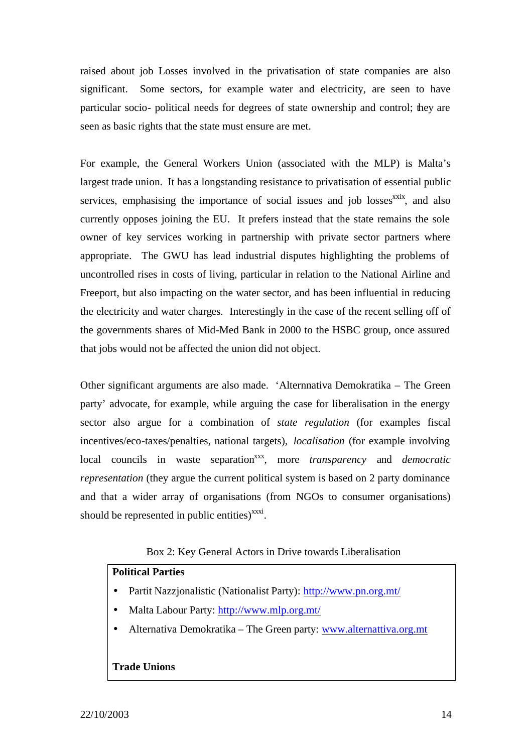raised about job Losses involved in the privatisation of state companies are also significant. Some sectors, for example water and electricity, are seen to have particular socio- political needs for degrees of state ownership and control; they are seen as basic rights that the state must ensure are met.

For example, the General Workers Union (associated with the MLP) is Malta's largest trade union. It has a longstanding resistance to privatisation of essential public services, emphasising the importance of social issues and job losses[xxix], and also currently opposes joining the EU. It prefers instead that the state remains the sole owner of key services working in partnership with private sector partners where appropriate. The GWU has lead industrial disputes highlighting the problems of uncontrolled rises in costs of living, particular in relation to the National Airline and Freeport, but also impacting on the water sector, and has been influential in reducing the electricity and water charges. Interestingly in the case of the recent selling off of the governments shares of Mid-Med Bank in 2000 to the HSBC group, once assured that jobs would not be affected the union did not object.

Other significant arguments are also made. 'Alternnativa Demokratika – The Green party' advocate, for example, while arguing the case for liberalisation in the energy sector also argue for a combination of *state regulation* (for examples fiscal incentives/eco-taxes/penalties, national targets), *localisation* (for example involving local councils in waste separation[xxx], more *transparency* and *democratic representation* (they argue the current political system is based on 2 party dominance and that a wider array of organisations (from NGOs to consumer organisations) should be represented in public entities)[xxxi].

Box 2: Key General Actors in Drive towards Liberalisation

**Political Parties**

- Partit Nazzjonalistic (Nationalist Party): http://www.pn.org.mt/
- Malta Labour Party: http://www.mlp.org.mt/
- Alternativa Demokratika – The Green party: www.alternattiva.org.mt

**Trade Unions**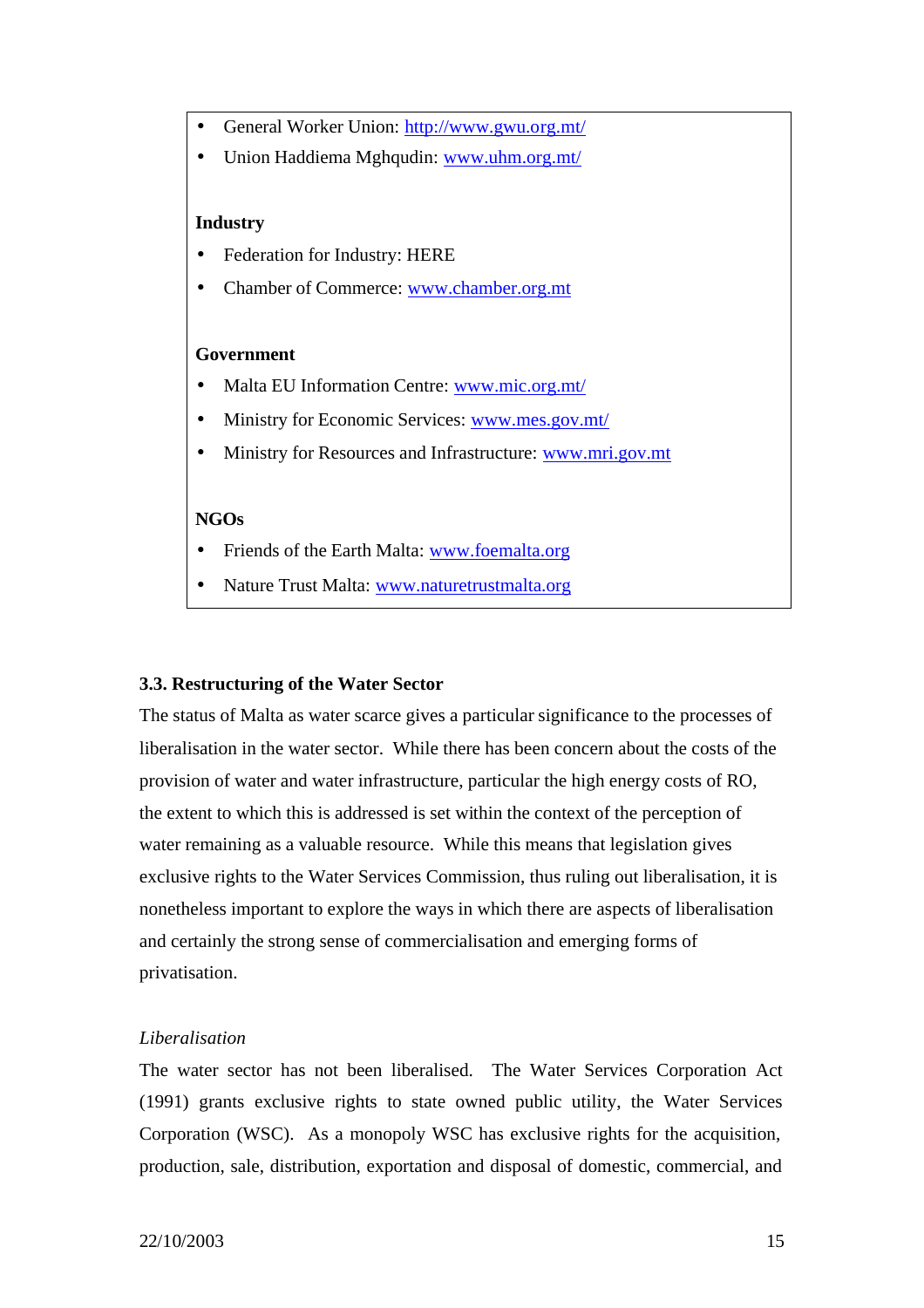- General Worker Union: http://www.gwu.org.mt/
- Union Haddiema Mghqudin: www.uhm.org.mt/

**Industry**

- Federation for Industry: HERE
- Chamber of Commerce: www.chamber.org.mt

**Government**

- Malta EU Information Centre: www.mic.org.mt/
- Ministry for Economic Services: www.mes.gov.mt/
- Ministry for Resources and Infrastructure: www.mri.gov.mt

**NGOs**

- Friends of the Earth Malta: www.foemalta.org
- Nature Trust Malta: www.naturetrustmalta.org

### 3.3. Restructuring of the Water Sector

The status of Malta as water scarce gives a particular significance to the processes of liberalisation in the water sector. While there has been concern about the costs of the provision of water and water infrastructure, particular the high energy costs of RO, the extent to which this is addressed is set within the context of the perception of water remaining as a valuable resource. While this means that legislation gives exclusive rights to the Water Services Commission, thus ruling out liberalisation, it is nonetheless important to explore the ways in which there are aspects of liberalisation and certainly the strong sense of commercialisation and emerging forms of privatisation.

*Liberalisation*

The water sector has not been liberalised. The Water Services Corporation Act (1991) grants exclusive rights to state owned public utility, the Water Services Corporation (WSC). As a monopoly WSC has exclusive rights for the acquisition, production, sale, distribution, exportation and disposal of domestic, commercial, and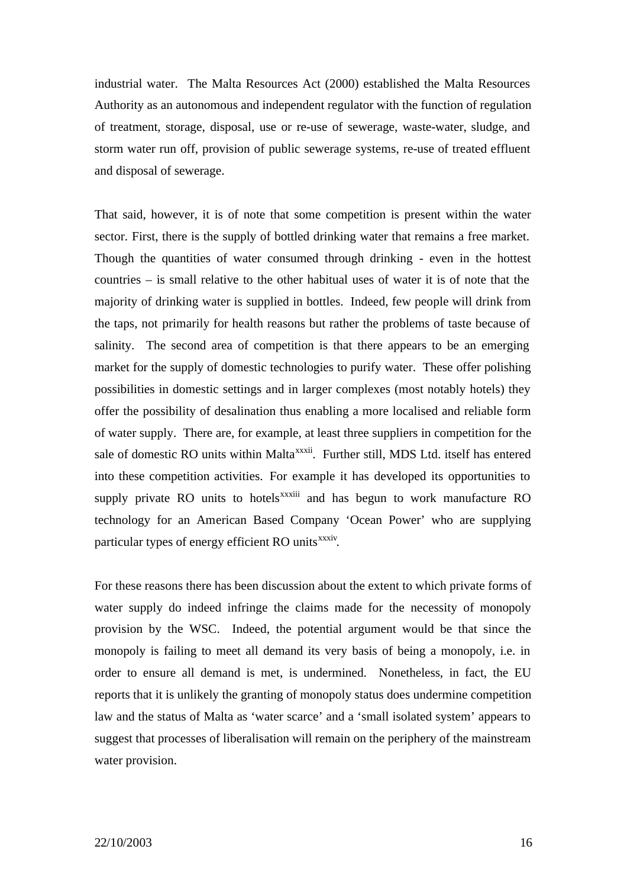industrial water. The Malta Resources Act (2000) established the Malta Resources Authority as an autonomous and independent regulator with the function of regulation of treatment, storage, disposal, use or re-use of sewerage, waste-water, sludge, and storm water run off, provision of public sewerage systems, re-use of treated effluent and disposal of sewerage.

That said, however, it is of note that some competition is present within the water sector. First, there is the supply of bottled drinking water that remains a free market. Though the quantities of water consumed through drinking - even in the hottest countries – is small relative to the other habitual uses of water it is of note that the majority of drinking water is supplied in bottles. Indeed, few people will drink from the taps, not primarily for health reasons but rather the problems of taste because of salinity. The second area of competition is that there appears to be an emerging market for the supply of domestic technologies to purify water. These offer polishing possibilities in domestic settings and in larger complexes (most notably hotels) they offer the possibility of desalination thus enabling a more localised and reliable form of water supply. There are, for example, at least three suppliers in competition for the sale of domestic RO units within Malta[xxxii]. Further still, MDS Ltd. itself has entered into these competition activities. For example it has developed its opportunities to supply private RO units to hotels[xxxiii] and has begun to work manufacture RO technology for an American Based Company 'Ocean Power' who are supplying particular types of energy efficient RO units[xxxiv].

For these reasons there has been discussion about the extent to which private forms of water supply do indeed infringe the claims made for the necessity of monopoly provision by the WSC. Indeed, the potential argument would be that since the monopoly is failing to meet all demand its very basis of being a monopoly, i.e. in order to ensure all demand is met, is undermined. Nonetheless, in fact, the EU reports that it is unlikely the granting of monopoly status does undermine competition law and the status of Malta as 'water scarce' and a 'small isolated system' appears to suggest that processes of liberalisation will remain on the periphery of the mainstream water provision.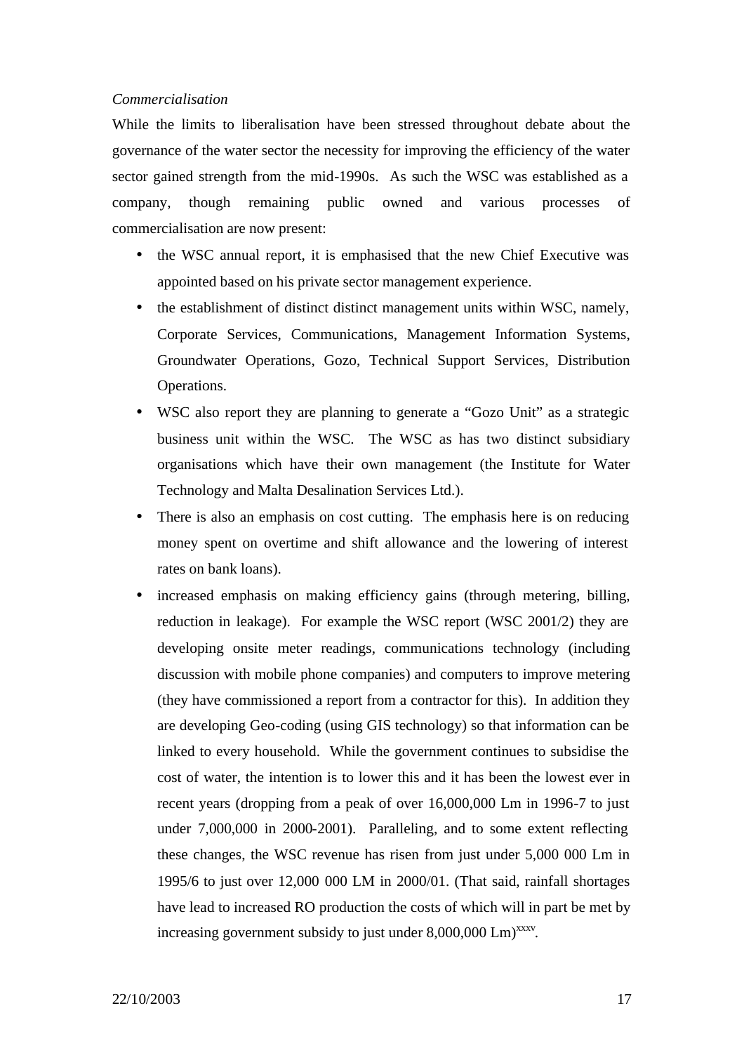*Commercialisation*

While the limits to liberalisation have been stressed throughout debate about the governance of the water sector the necessity for improving the efficiency of the water sector gained strength from the mid-1990s. As such the WSC was established as a company, though remaining public owned and various processes of commercialisation are now present:

- the WSC annual report, it is emphasised that the new Chief Executive was appointed based on his private sector management experience.
- the establishment of distinct distinct management units within WSC, namely, Corporate Services, Communications, Management Information Systems, Groundwater Operations, Gozo, Technical Support Services, Distribution Operations.
- WSC also report they are planning to generate a "Gozo Unit" as a strategic business unit within the WSC. The WSC as has two distinct subsidiary organisations which have their own management (the Institute for Water Technology and Malta Desalination Services Ltd.).
- There is also an emphasis on cost cutting. The emphasis here is on reducing money spent on overtime and shift allowance and the lowering of interest rates on bank loans).
- increased emphasis on making efficiency gains (through metering, billing, reduction in leakage). For example the WSC report (WSC 2001/2) they are developing onsite meter readings, communications technology (including discussion with mobile phone companies) and computers to improve metering (they have commissioned a report from a contractor for this). In addition they are developing Geo-coding (using GIS technology) so that information can be linked to every household. While the government continues to subsidise the cost of water, the intention is to lower this and it has been the lowest ever in recent years (dropping from a peak of over 16,000,000 Lm in 1996-7 to just under 7,000,000 in 2000-2001). Paralleling, and to some extent reflecting these changes, the WSC revenue has risen from just under 5,000 000 Lm in 1995/6 to just over 12,000 000 LM in 2000/01. (That said, rainfall shortages have lead to increased RO production the costs of which will in part be met by increasing government subsidy to just under 8,000,000 Lm)[xxxv].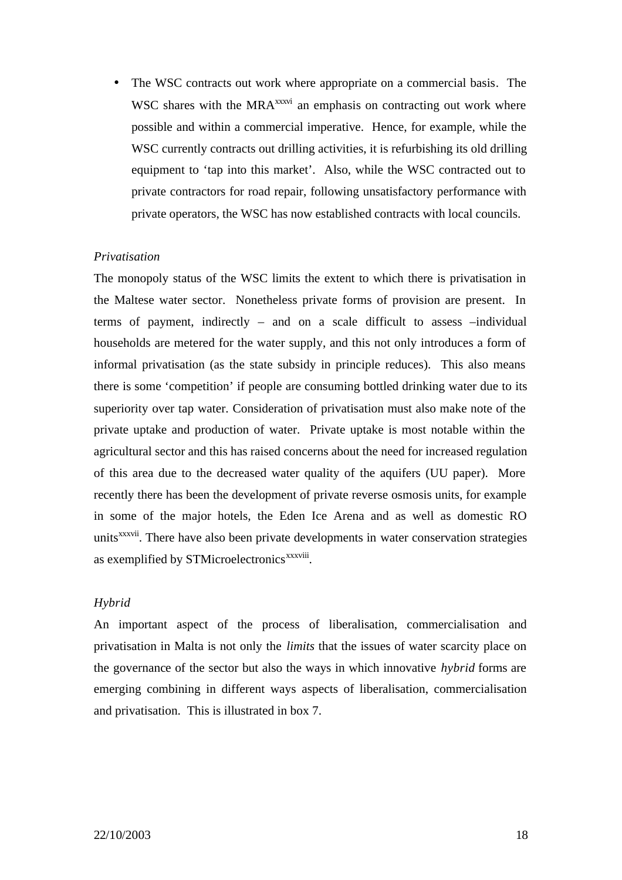- The WSC contracts out work where appropriate on a commercial basis. The WSC shares with the MRA[xxxvi] an emphasis on contracting out work where possible and within a commercial imperative. Hence, for example, while the WSC currently contracts out drilling activities, it is refurbishing its old drilling equipment to 'tap into this market'. Also, while the WSC contracted out to private contractors for road repair, following unsatisfactory performance with private operators, the WSC has now established contracts with local councils.

*Privatisation*

The monopoly status of the WSC limits the extent to which there is privatisation in the Maltese water sector. Nonetheless private forms of provision are present. In terms of payment, indirectly – and on a scale difficult to assess –individual households are metered for the water supply, and this not only introduces a form of informal privatisation (as the state subsidy in principle reduces). This also means there is some 'competition' if people are consuming bottled drinking water due to its superiority over tap water. Consideration of privatisation must also make note of the private uptake and production of water. Private uptake is most notable within the agricultural sector and this has raised concerns about the need for increased regulation of this area due to the decreased water quality of the aquifers (UU paper). More recently there has been the development of private reverse osmosis units, for example in some of the major hotels, the Eden Ice Arena and as well as domestic RO units[xxxvii]. There have also been private developments in water conservation strategies as exemplified by STMicroelectronics[xxxviii].

*Hybrid*

An important aspect of the process of liberalisation, commercialisation and privatisation in Malta is not only the *limits* that the issues of water scarcity place on the governance of the sector but also the ways in which innovative *hybrid* forms are emerging combining in different ways aspects of liberalisation, commercialisation and privatisation. This is illustrated in box 7.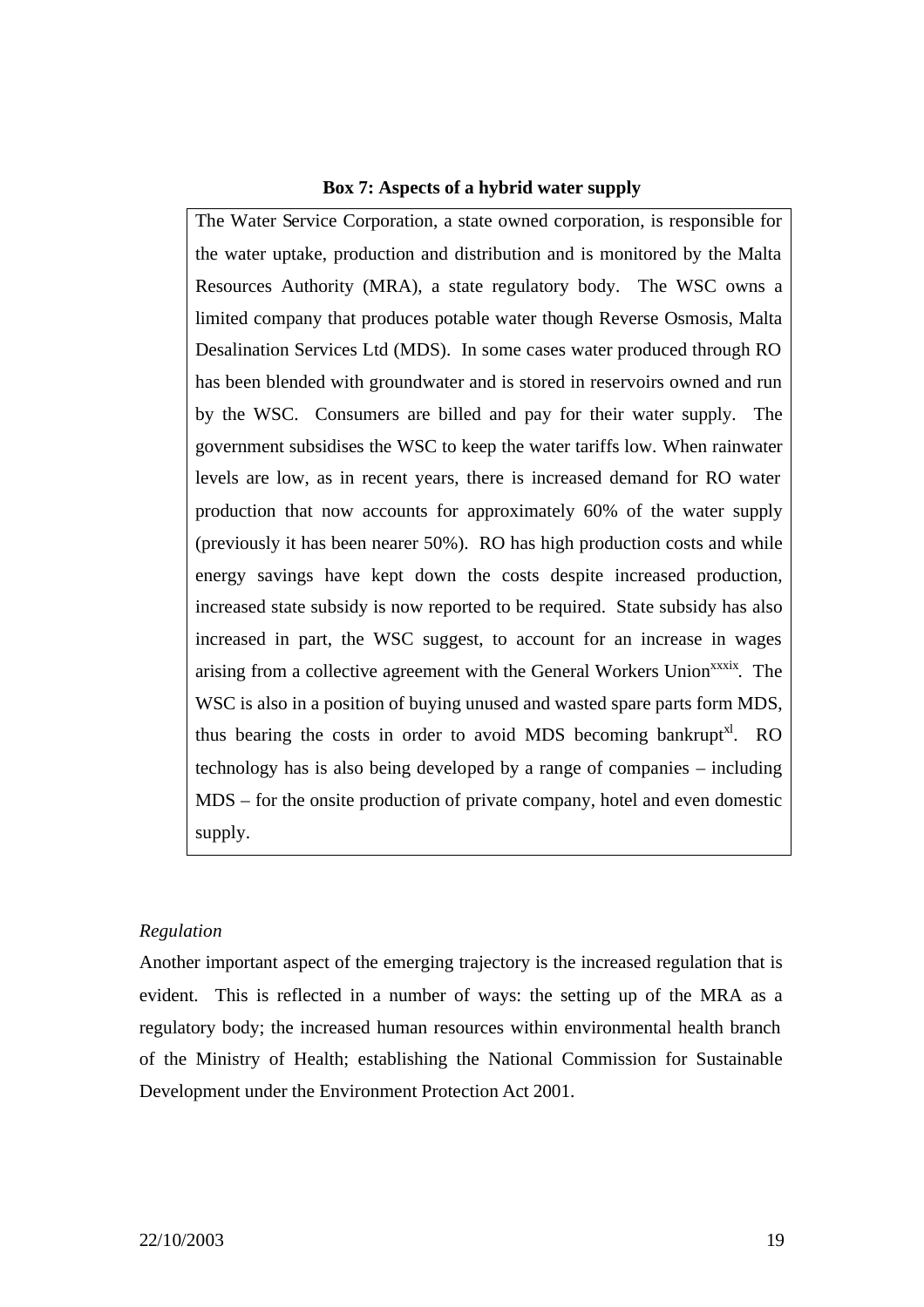**Box 7: Aspects of a hybrid water supply**

The Water Service Corporation, a state owned corporation, is responsible for the water uptake, production and distribution and is monitored by the Malta Resources Authority (MRA), a state regulatory body. The WSC owns a limited company that produces potable water though Reverse Osmosis, Malta Desalination Services Ltd (MDS). In some cases water produced through RO has been blended with groundwater and is stored in reservoirs owned and run by the WSC. Consumers are billed and pay for their water supply. The government subsidises the WSC to keep the water tariffs low. When rainwater levels are low, as in recent years, there is increased demand for RO water production that now accounts for approximately 60% of the water supply (previously it has been nearer 50%). RO has high production costs and while energy savings have kept down the costs despite increased production, increased state subsidy is now reported to be required. State subsidy has also increased in part, the WSC suggest, to account for an increase in wages arising from a collective agreement with the General Workers Union[xxxix]. The WSC is also in a position of buying unused and wasted spare parts form MDS, thus bearing the costs in order to avoid MDS becoming bankrupt[xl]. RO technology has is also being developed by a range of companies – including MDS – for the onsite production of private company, hotel and even domestic supply.

*Regulation*

Another important aspect of the emerging trajectory is the increased regulation that is evident. This is reflected in a number of ways: the setting up of the MRA as a regulatory body; the increased human resources within environmental health branch of the Ministry of Health; establishing the National Commission for Sustainable Development under the Environment Protection Act 2001.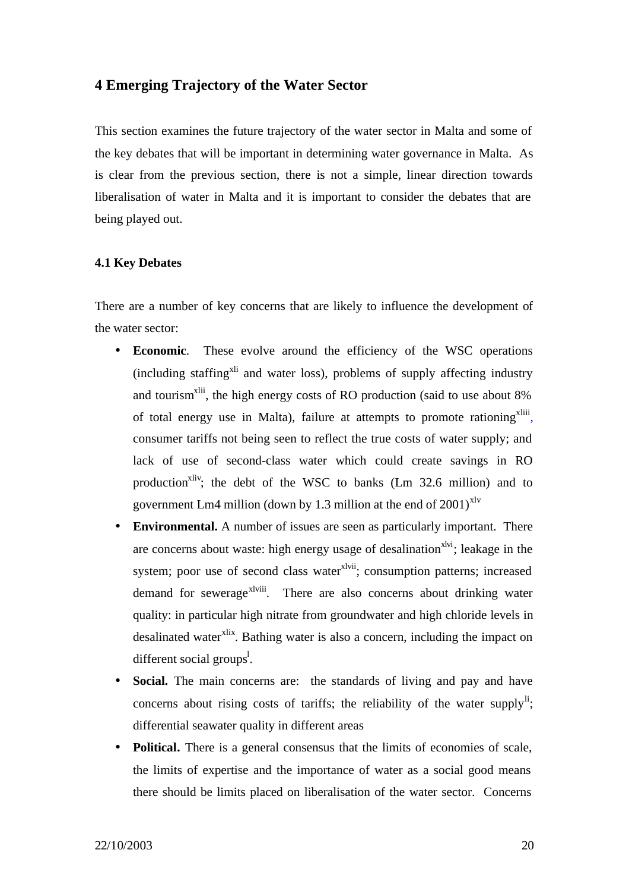## 4 Emerging Trajectory of the Water Sector

This section examines the future trajectory of the water sector in Malta and some of the key debates that will be important in determining water governance in Malta. As is clear from the previous section, there is not a simple, linear direction towards liberalisation of water in Malta and it is important to consider the debates that are being played out.

### 4.1 Key Debates

There are a number of key concerns that are likely to influence the development of the water sector:

- **Economic**. These evolve around the efficiency of the WSC operations (including staffing[xli] and water loss), problems of supply affecting industry and tourism[xlii], the high energy costs of RO production (said to use about 8% of total energy use in Malta), failure at attempts to promote rationing[xliii], consumer tariffs not being seen to reflect the true costs of water supply; and lack of use of second-class water which could create savings in RO production[xliv]; the debt of the WSC to banks (Lm 32.6 million) and to government Lm4 million (down by 1.3 million at the end of 2001)[xlv]
- **Environmental.** A number of issues are seen as particularly important. There are concerns about waste: high energy usage of desalination[xlvi]; leakage in the system; poor use of second class water[xlvii]; consumption patterns; increased demand for sewerage[xlviii]. There are also concerns about drinking water quality: in particular high nitrate from groundwater and high chloride levels in desalinated water[xlix]. Bathing water is also a concern, including the impact on different social groups[l].
- **Social.** The main concerns are: the standards of living and pay and have concerns about rising costs of tariffs; the reliability of the water supply[li]; differential seawater quality in different areas
- **Political.** There is a general consensus that the limits of economies of scale, the limits of expertise and the importance of water as a social good means there should be limits placed on liberalisation of the water sector. Concerns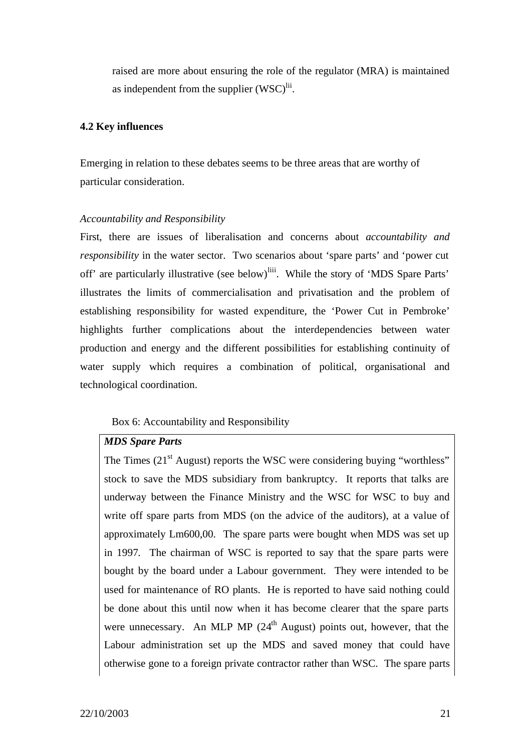raised are more about ensuring the role of the regulator (MRA) is maintained as independent from the supplier (WSC)[lii].

**4.2 Key influences**

Emerging in relation to these debates seems to be three areas that are worthy of particular consideration.

*Accountability and Responsibility*

First, there are issues of liberalisation and concerns about *accountability and responsibility* in the water sector. Two scenarios about 'spare parts' and 'power cut off' are particularly illustrative (see below)[liii]. While the story of 'MDS Spare Parts' illustrates the limits of commercialisation and privatisation and the problem of establishing responsibility for wasted expenditure, the 'Power Cut in Pembroke' highlights further complications about the interdependencies between water production and energy and the different possibilities for establishing continuity of water supply which requires a combination of political, organisational and technological coordination.

Box 6: Accountability and Responsibility

***MDS Spare Parts***

The Times (21st August) reports the WSC were considering buying "worthless" stock to save the MDS subsidiary from bankruptcy. It reports that talks are underway between the Finance Ministry and the WSC for WSC to buy and write off spare parts from MDS (on the advice of the auditors), at a value of approximately Lm600,00. The spare parts were bought when MDS was set up in 1997. The chairman of WSC is reported to say that the spare parts were bought by the board under a Labour government. They were intended to be used for maintenance of RO plants. He is reported to have said nothing could be done about this until now when it has become clearer that the spare parts were unnecessary. An MLP MP (24th August) points out, however, that the Labour administration set up the MDS and saved money that could have otherwise gone to a foreign private contractor rather than WSC. The spare parts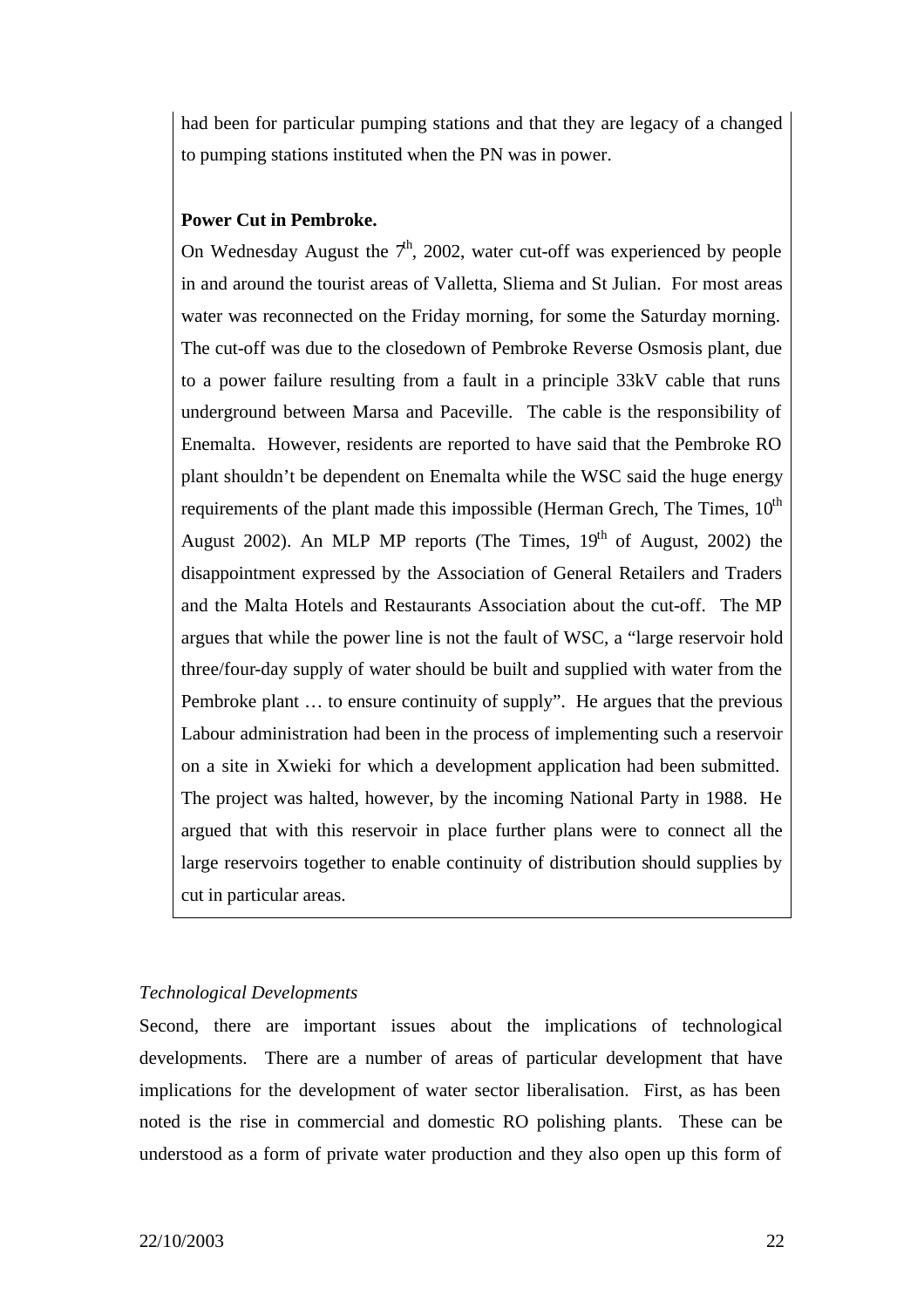had been for particular pumping stations and that they are legacy of a changed to pumping stations instituted when the PN was in power.

**Power Cut in Pembroke.**

On Wednesday August the 7th, 2002, water cut-off was experienced by people in and around the tourist areas of Valletta, Sliema and St Julian. For most areas water was reconnected on the Friday morning, for some the Saturday morning. The cut-off was due to the closedown of Pembroke Reverse Osmosis plant, due to a power failure resulting from a fault in a principle 33kV cable that runs underground between Marsa and Paceville. The cable is the responsibility of Enemalta. However, residents are reported to have said that the Pembroke RO plant shouldn't be dependent on Enemalta while the WSC said the huge energy requirements of the plant made this impossible (Herman Grech, The Times, 10th August 2002). An MLP MP reports (The Times, 19th of August, 2002) the disappointment expressed by the Association of General Retailers and Traders and the Malta Hotels and Restaurants Association about the cut-off. The MP argues that while the power line is not the fault of WSC, a "large reservoir hold three/four-day supply of water should be built and supplied with water from the Pembroke plant … to ensure continuity of supply". He argues that the previous Labour administration had been in the process of implementing such a reservoir on a site in Xwieki for which a development application had been submitted. The project was halted, however, by the incoming National Party in 1988. He argued that with this reservoir in place further plans were to connect all the large reservoirs together to enable continuity of distribution should supplies by cut in particular areas.

*Technological Developments*

Second, there are important issues about the implications of technological developments. There are a number of areas of particular development that have implications for the development of water sector liberalisation. First, as has been noted is the rise in commercial and domestic RO polishing plants. These can be understood as a form of private water production and they also open up this form of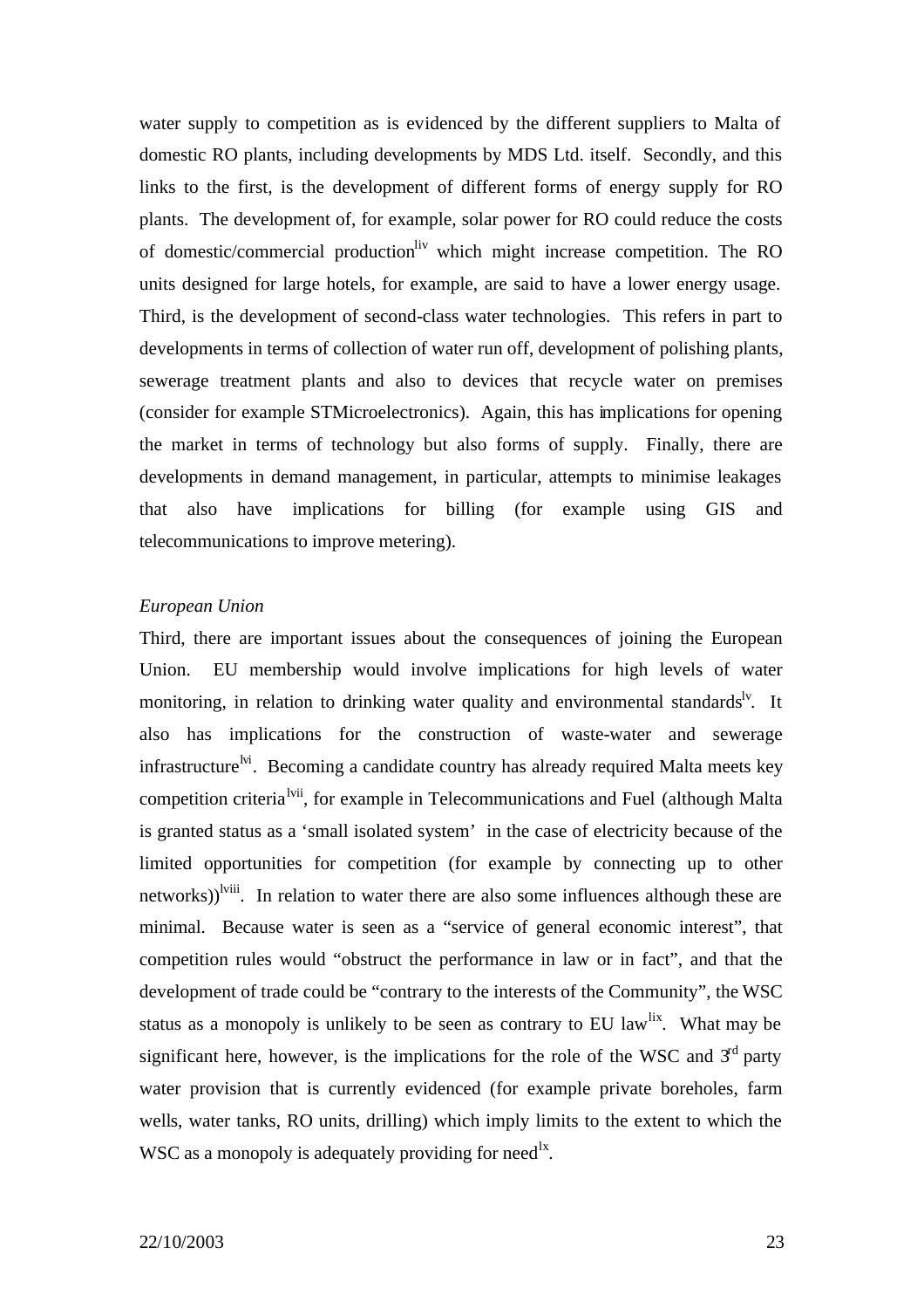water supply to competition as is evidenced by the different suppliers to Malta of domestic RO plants, including developments by MDS Ltd. itself. Secondly, and this links to the first, is the development of different forms of energy supply for RO plants. The development of, for example, solar power for RO could reduce the costs of domestic/commercial production[liv] which might increase competition. The RO units designed for large hotels, for example, are said to have a lower energy usage. Third, is the development of second-class water technologies. This refers in part to developments in terms of collection of water run off, development of polishing plants, sewerage treatment plants and also to devices that recycle water on premises (consider for example STMicroelectronics). Again, this has implications for opening the market in terms of technology but also forms of supply. Finally, there are developments in demand management, in particular, attempts to minimise leakages that also have implications for billing (for example using GIS and telecommunications to improve metering).

*European Union*

Third, there are important issues about the consequences of joining the European Union. EU membership would involve implications for high levels of water monitoring, in relation to drinking water quality and environmental standards[lv]. It also has implications for the construction of waste-water and sewerage infrastructure[lvi]. Becoming a candidate country has already required Malta meets key competition criteria[lvii], for example in Telecommunications and Fuel (although Malta is granted status as a 'small isolated system' in the case of electricity because of the limited opportunities for competition (for example by connecting up to other networks))[lviii]. In relation to water there are also some influences although these are minimal. Because water is seen as a "service of general economic interest", that competition rules would "obstruct the performance in law or in fact", and that the development of trade could be "contrary to the interests of the Community", the WSC status as a monopoly is unlikely to be seen as contrary to EU law[lix]. What may be significant here, however, is the implications for the role of the WSC and 3rd party water provision that is currently evidenced (for example private boreholes, farm wells, water tanks, RO units, drilling) which imply limits to the extent to which the WSC as a monopoly is adequately providing for need[lx].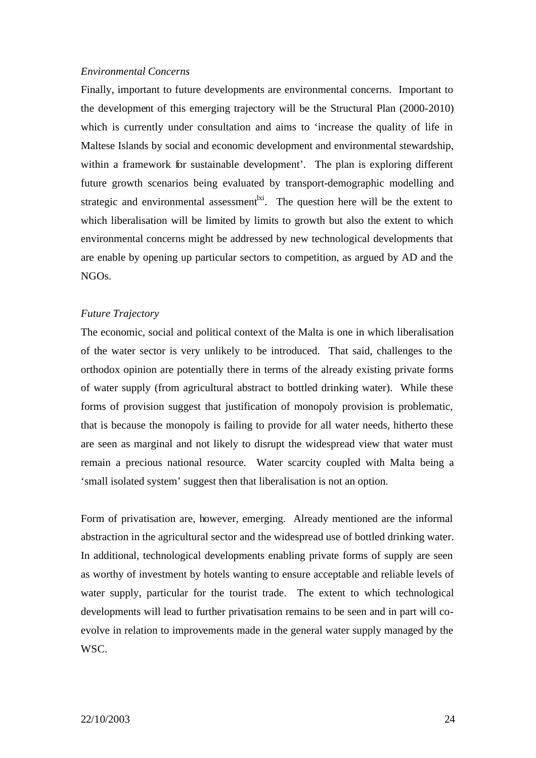*Environmental Concerns*

Finally, important to future developments are environmental concerns. Important to the development of this emerging trajectory will be the Structural Plan (2000-2010) which is currently under consultation and aims to 'increase the quality of life in Maltese Islands by social and economic development and environmental stewardship, within a framework for sustainable development'. The plan is exploring different future growth scenarios being evaluated by transport-demographic modelling and strategic and environmental assessment[lxi]. The question here will be the extent to which liberalisation will be limited by limits to growth but also the extent to which environmental concerns might be addressed by new technological developments that are enable by opening up particular sectors to competition, as argued by AD and the NGOs.

*Future Trajectory*

The economic, social and political context of the Malta is one in which liberalisation of the water sector is very unlikely to be introduced. That said, challenges to the orthodox opinion are potentially there in terms of the already existing private forms of water supply (from agricultural abstract to bottled drinking water). While these forms of provision suggest that justification of monopoly provision is problematic, that is because the monopoly is failing to provide for all water needs, hitherto these are seen as marginal and not likely to disrupt the widespread view that water must remain a precious national resource. Water scarcity coupled with Malta being a 'small isolated system' suggest then that liberalisation is not an option.

Form of privatisation are, however, emerging. Already mentioned are the informal abstraction in the agricultural sector and the widespread use of bottled drinking water. In additional, technological developments enabling private forms of supply are seen as worthy of investment by hotels wanting to ensure acceptable and reliable levels of water supply, particular for the tourist trade. The extent to which technological developments will lead to further privatisation remains to be seen and in part will co-evolve in relation to improvements made in the general water supply managed by the WSC.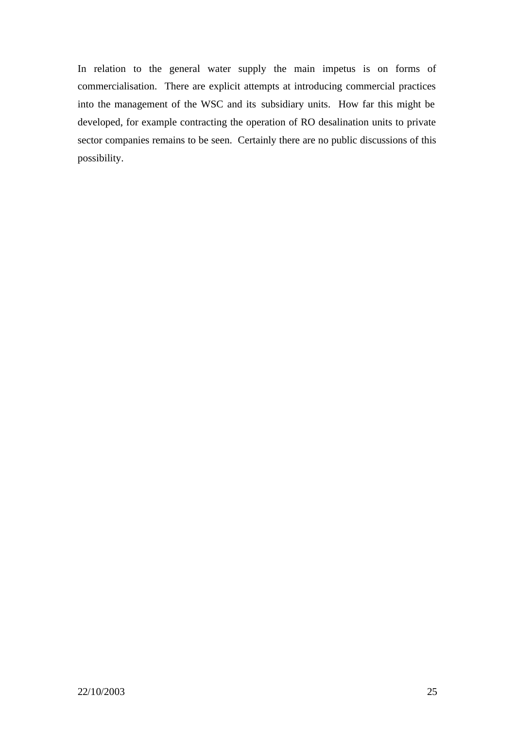In relation to the general water supply the main impetus is on forms of commercialisation. There are explicit attempts at introducing commercial practices into the management of the WSC and its subsidiary units. How far this might be developed, for example contracting the operation of RO desalination units to private sector companies remains to be seen. Certainly there are no public discussions of this possibility.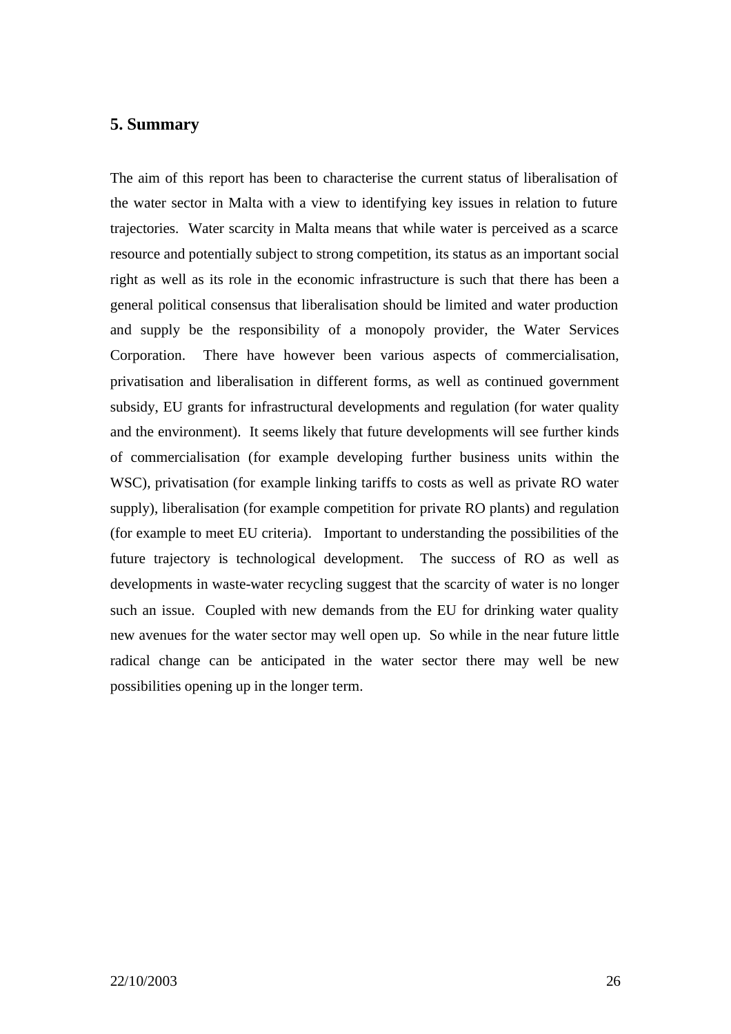## 5. Summary

The aim of this report has been to characterise the current status of liberalisation of the water sector in Malta with a view to identifying key issues in relation to future trajectories. Water scarcity in Malta means that while water is perceived as a scarce resource and potentially subject to strong competition, its status as an important social right as well as its role in the economic infrastructure is such that there has been a general political consensus that liberalisation should be limited and water production and supply be the responsibility of a monopoly provider, the Water Services Corporation. There have however been various aspects of commercialisation, privatisation and liberalisation in different forms, as well as continued government subsidy, EU grants for infrastructural developments and regulation (for water quality and the environment). It seems likely that future developments will see further kinds of commercialisation (for example developing further business units within the WSC), privatisation (for example linking tariffs to costs as well as private RO water supply), liberalisation (for example competition for private RO plants) and regulation (for example to meet EU criteria). Important to understanding the possibilities of the future trajectory is technological development. The success of RO as well as developments in waste-water recycling suggest that the scarcity of water is no longer such an issue. Coupled with new demands from the EU for drinking water quality new avenues for the water sector may well open up. So while in the near future little radical change can be anticipated in the water sector there may well be new possibilities opening up in the longer term.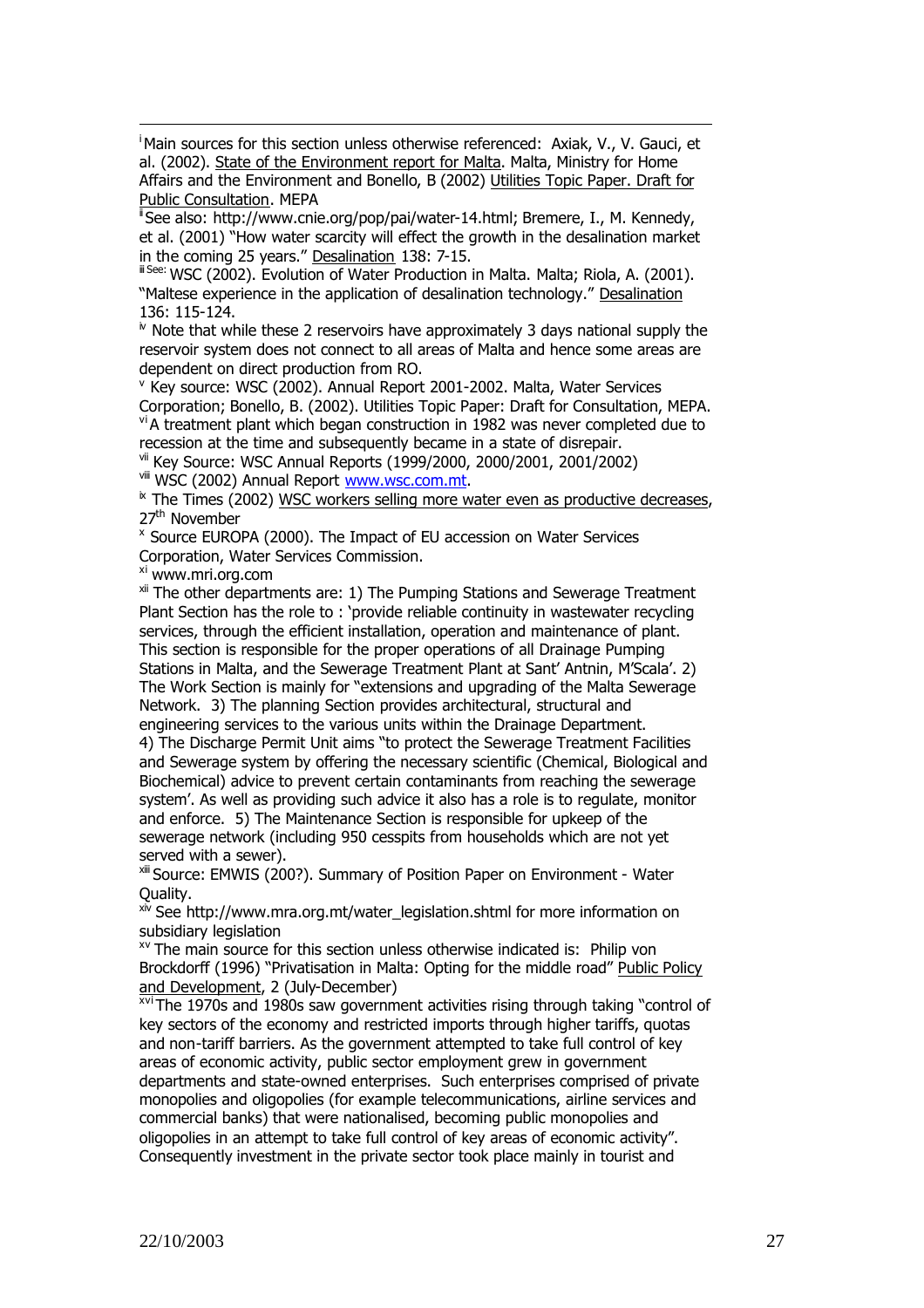[i] Main sources for this section unless otherwise referenced: Axiak, V., V. Gauci, et al. (2002). State of the Environment report for Malta. Malta, Ministry for Home Affairs and the Environment and Bonello, B (2002) Utilities Topic Paper. Draft for Public Consultation. MEPA

[ii] See also: http://www.cnie.org/pop/pai/water-14.html; Bremere, I., M. Kennedy, et al. (2001) "How water scarcity will effect the growth in the desalination market in the coming 25 years." Desalination 138: 7-15.

[iii] See: WSC (2002). Evolution of Water Production in Malta. Malta; Riola, A. (2001). "Maltese experience in the application of desalination technology." Desalination 136: 115-124.

[iv] Note that while these 2 reservoirs have approximately 3 days national supply the reservoir system does not connect to all areas of Malta and hence some areas are dependent on direct production from RO.

[v] Key source: WSC (2002). Annual Report 2001-2002. Malta, Water Services Corporation; Bonello, B. (2002). Utilities Topic Paper: Draft for Consultation, MEPA.

[vi] A treatment plant which began construction in 1982 was never completed due to recession at the time and subsequently became in a state of disrepair.

[vii] Key Source: WSC Annual Reports (1999/2000, 2000/2001, 2001/2002)

[viii] WSC (2002) Annual Report www.wsc.com.mt.

[ix] The Times (2002) WSC workers selling more water even as productive decreases, 27[th] November

[x] Source EUROPA (2000). The Impact of EU accession on Water Services Corporation, Water Services Commission.

[xi] www.mri.org.com

[xii] The other departments are: 1) The Pumping Stations and Sewerage Treatment Plant Section has the role to : 'provide reliable continuity in wastewater recycling services, through the efficient installation, operation and maintenance of plant. This section is responsible for the proper operations of all Drainage Pumping Stations in Malta, and the Sewerage Treatment Plant at Sant' Antnin, M'Scala'. 2) The Work Section is mainly for "extensions and upgrading of the Malta Sewerage Network. 3) The planning Section provides architectural, structural and engineering services to the various units within the Drainage Department. 4) The Discharge Permit Unit aims "to protect the Sewerage Treatment Facilities and Sewerage system by offering the necessary scientific (Chemical, Biological and Biochemical) advice to prevent certain contaminants from reaching the sewerage system'. As well as providing such advice it also has a role is to regulate, monitor and enforce. 5) The Maintenance Section is responsible for upkeep of the sewerage network (including 950 cesspits from households which are not yet served with a sewer).

[xiii] Source: EMWIS (200?). Summary of Position Paper on Environment - Water Quality.

[xiv] See http://www.mra.org.mt/water_legislation.shtml for more information on subsidiary legislation

[xv] The main source for this section unless otherwise indicated is: Philip von Brockdorff (1996) "Privatisation in Malta: Opting for the middle road" Public Policy and Development, 2 (July-December)

[xvi] The 1970s and 1980s saw government activities rising through taking "control of key sectors of the economy and restricted imports through higher tariffs, quotas and non-tariff barriers. As the government attempted to take full control of key areas of economic activity, public sector employment grew in government departments and state-owned enterprises. Such enterprises comprised of private monopolies and oligopolies (for example telecommunications, airline services and commercial banks) that were nationalised, becoming public monopolies and oligopolies in an attempt to take full control of key areas of economic activity". Consequently investment in the private sector took place mainly in tourist and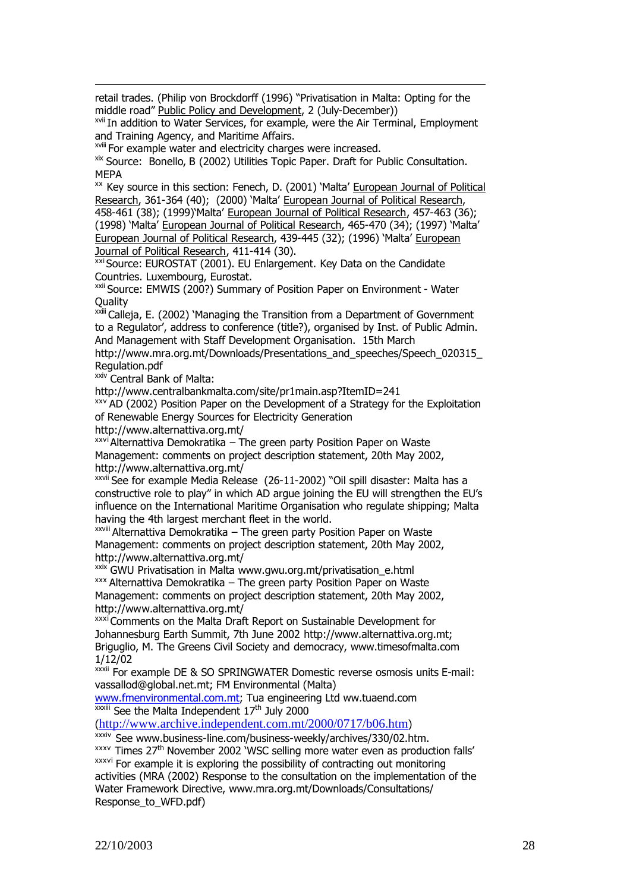retail trades. (Philip von Brockdorff (1996) "Privatisation in Malta: Opting for the middle road" Public Policy and Development, 2 (July-December))

[xvii] In addition to Water Services, for example, were the Air Terminal, Employment and Training Agency, and Maritime Affairs.

[xviii] For example water and electricity charges were increased.

[xix] Source: Bonello, B (2002) Utilities Topic Paper. Draft for Public Consultation. MEPA

[xx] Key source in this section: Fenech, D. (2001) 'Malta' European Journal of Political Research, 361-364 (40); (2000) 'Malta' European Journal of Political Research, 458-461 (38); (1999)'Malta' European Journal of Political Research, 457-463 (36); (1998) 'Malta' European Journal of Political Research, 465-470 (34); (1997) 'Malta' European Journal of Political Research, 439-445 (32); (1996) 'Malta' European Journal of Political Research, 411-414 (30).

[xxi] Source: EUROSTAT (2001). EU Enlargement. Key Data on the Candidate Countries. Luxembourg, Eurostat.

[xxii] Source: EMWIS (200?) Summary of Position Paper on Environment - Water Quality

[xxiii] Calleja, E. (2002) 'Managing the Transition from a Department of Government to a Regulator', address to conference (title?), organised by Inst. of Public Admin. And Management with Staff Development Organisation. 15th March http://www.mra.org.mt/Downloads/Presentations_and_speeches/Speech_020315_Regulation.pdf

[xxiv] Central Bank of Malta: http://www.centralbankmalta.com/site/pr1main.asp?ItemID=241

[xxv] AD (2002) Position Paper on the Development of a Strategy for the Exploitation of Renewable Energy Sources for Electricity Generation http://www.alternattiva.org.mt/

[xxvi] Alternattiva Demokratika – The green party Position Paper on Waste Management: comments on project description statement, 20th May 2002, http://www.alternattiva.org.mt/

[xxvii] See for example Media Release (26-11-2002) "Oil spill disaster: Malta has a constructive role to play" in which AD argue joining the EU will strengthen the EU's influence on the International Maritime Organisation who regulate shipping; Malta having the 4th largest merchant fleet in the world.

[xxviii] Alternattiva Demokratika – The green party Position Paper on Waste Management: comments on project description statement, 20th May 2002, http://www.alternattiva.org.mt/

[xxix] GWU Privatisation in Malta www.gwu.org.mt/privatisation_e.html

[xxx] Alternattiva Demokratika – The green party Position Paper on Waste Management: comments on project description statement, 20th May 2002, http://www.alternattiva.org.mt/

[xxxi] Comments on the Malta Draft Report on Sustainable Development for Johannesburg Earth Summit, 7th June 2002 http://www.alternattiva.org.mt; Briguglio, M. The Greens Civil Society and democracy, www.timesofmalta.com 1/12/02

[xxxii] For example DE & SO SPRINGWATER Domestic reverse osmosis units E-mail: vassallod@global.net.mt; FM Environmental (Malta) www.fmenvironmental.com.mt; Tua engineering Ltd ww.tuaend.com

[xxxiii] See the Malta Independent 17th July 2000 (http://www.archive.independent.com.mt/2000/0717/b06.htm)

[xxxiv] See www.business-line.com/business-weekly/archives/330/02.htm.

[xxxv] Times 27th November 2002 'WSC selling more water even as production falls'

[xxxvi] For example it is exploring the possibility of contracting out monitoring activities (MRA (2002) Response to the consultation on the implementation of the Water Framework Directive, www.mra.org.mt/Downloads/Consultations/Response_to_WFD.pdf)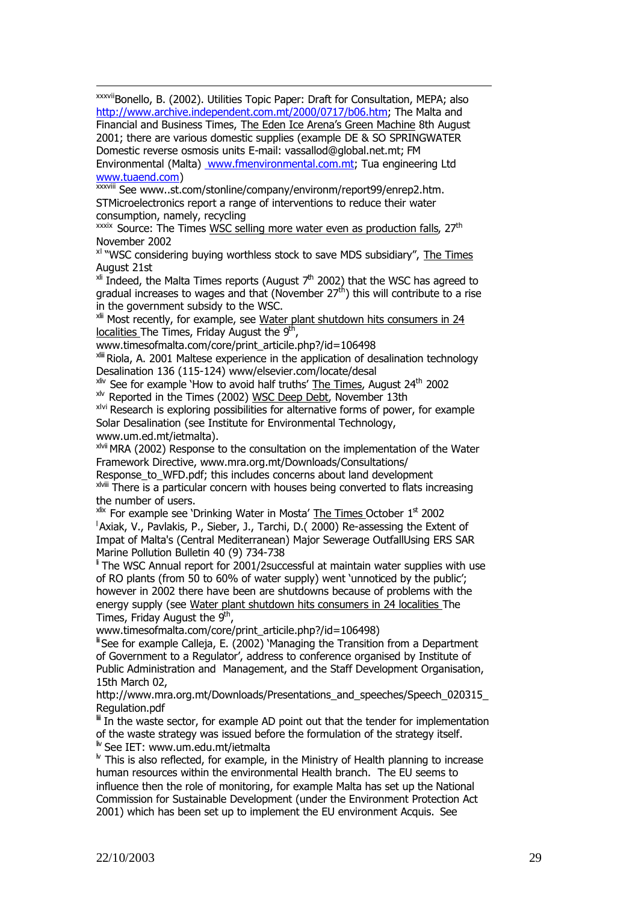[xxxvii]Bonello, B. (2002). Utilities Topic Paper: Draft for Consultation, MEPA; also http://www.archive.independent.com.mt/2000/0717/b06.htm; The Malta and Financial and Business Times, The Eden Ice Arena's Green Machine 8th August 2001; there are various domestic supplies (example DE & SO SPRINGWATER Domestic reverse osmosis units E-mail: vassallod@global.net.mt; FM Environmental (Malta) www.fmenvironmental.com.mt; Tua engineering Ltd www.tuaend.com)

[xxxviii] See www..st.com/stonline/company/environm/report99/enrep2.htm. STMicroelectronics report a range of interventions to reduce their water consumption, namely, recycling

[xxxix] Source: The Times WSC selling more water even as production falls, 27th November 2002

[xl] "WSC considering buying worthless stock to save MDS subsidiary", The Times August 21st

[xli] Indeed, the Malta Times reports (August 7th 2002) that the WSC has agreed to gradual increases to wages and that (November 27th) this will contribute to a rise in the government subsidy to the WSC.

[xlii] Most recently, for example, see Water plant shutdown hits consumers in 24 localities The Times, Friday August the 9th, www.timesofmalta.com/core/print_articile.php?/id=106498

[xliii] Riola, A. 2001 Maltese experience in the application of desalination technology Desalination 136 (115-124) www/elsevier.com/locate/desal

[xliv] See for example 'How to avoid half truths' The Times, August 24th 2002

[xlv] Reported in the Times (2002) WSC Deep Debt, November 13th

[xlvi] Research is exploring possibilities for alternative forms of power, for example Solar Desalination (see Institute for Environmental Technology, www.um.ed.mt/ietmalta).

[xlvii] MRA (2002) Response to the consultation on the implementation of the Water Framework Directive, www.mra.org.mt/Downloads/Consultations/ Response_to_WFD.pdf; this includes concerns about land development

[xlviii] There is a particular concern with houses being converted to flats increasing the number of users.

[xlix] For example see 'Drinking Water in Mosta' The Times October 1st 2002

[l] Axiak, V., Pavlakis, P., Sieber, J., Tarchi, D.( 2000) Re-assessing the Extent of Impat of Malta's (Central Mediterranean) Major Sewerage OutfallUsing ERS SAR Marine Pollution Bulletin 40 (9) 734-738

[li] The WSC Annual report for 2001/2successful at maintain water supplies with use of RO plants (from 50 to 60% of water supply) went 'unnoticed by the public'; however in 2002 there have been are shutdowns because of problems with the energy supply (see Water plant shutdown hits consumers in 24 localities The Times, Friday August the 9th, www.timesofmalta.com/core/print_articile.php?/id=106498)

[lii] See for example Calleja, E. (2002) 'Managing the Transition from a Department of Government to a Regulator', address to conference organised by Institute of Public Administration and Management, and the Staff Development Organisation, 15th March 02, http://www.mra.org.mt/Downloads/Presentations_and_speeches/Speech_020315_Regulation.pdf

[liii] In the waste sector, for example AD point out that the tender for implementation of the waste strategy was issued before the formulation of the strategy itself.

[liv] See IET: www.um.edu.mt/ietmalta

[lv] This is also reflected, for example, in the Ministry of Health planning to increase human resources within the environmental Health branch. The EU seems to influence then the role of monitoring, for example Malta has set up the National Commission for Sustainable Development (under the Environment Protection Act 2001) which has been set up to implement the EU environment Acquis. See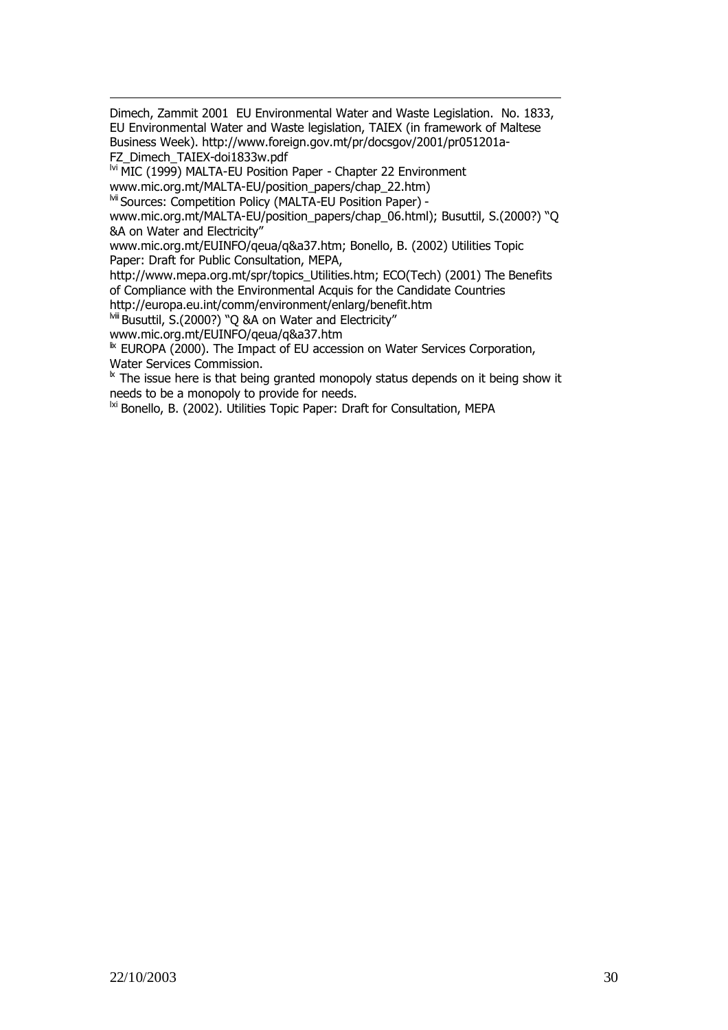Dimech, Zammit 2001 EU Environmental Water and Waste Legislation. No. 1833, EU Environmental Water and Waste legislation, TAIEX (in framework of Maltese Business Week). http://www.foreign.gov.mt/pr/docsgov/2001/pr051201a-FZ_Dimech_TAIEX-doi1833w.pdf

[lvi] MIC (1999) MALTA-EU Position Paper - Chapter 22 Environment www.mic.org.mt/MALTA-EU/position_papers/chap_22.htm)

[lvii] Sources: Competition Policy (MALTA-EU Position Paper) - www.mic.org.mt/MALTA-EU/position_papers/chap_06.html); Busuttil, S.(2000?) "Q &A on Water and Electricity" www.mic.org.mt/EUINFO/qeua/q&a37.htm; Bonello, B. (2002) Utilities Topic Paper: Draft for Public Consultation, MEPA, http://www.mepa.org.mt/spr/topics_Utilities.htm; ECO(Tech) (2001) The Benefits of Compliance with the Environmental Acquis for the Candidate Countries http://europa.eu.int/comm/environment/enlarg/benefit.htm

[lviii] Busuttil, S.(2000?) "Q &A on Water and Electricity" www.mic.org.mt/EUINFO/qeua/q&a37.htm

[lix] EUROPA (2000). The Impact of EU accession on Water Services Corporation, Water Services Commission.

[lx] The issue here is that being granted monopoly status depends on it being show it needs to be a monopoly to provide for needs.

[lxi] Bonello, B. (2002). Utilities Topic Paper: Draft for Consultation, MEPA